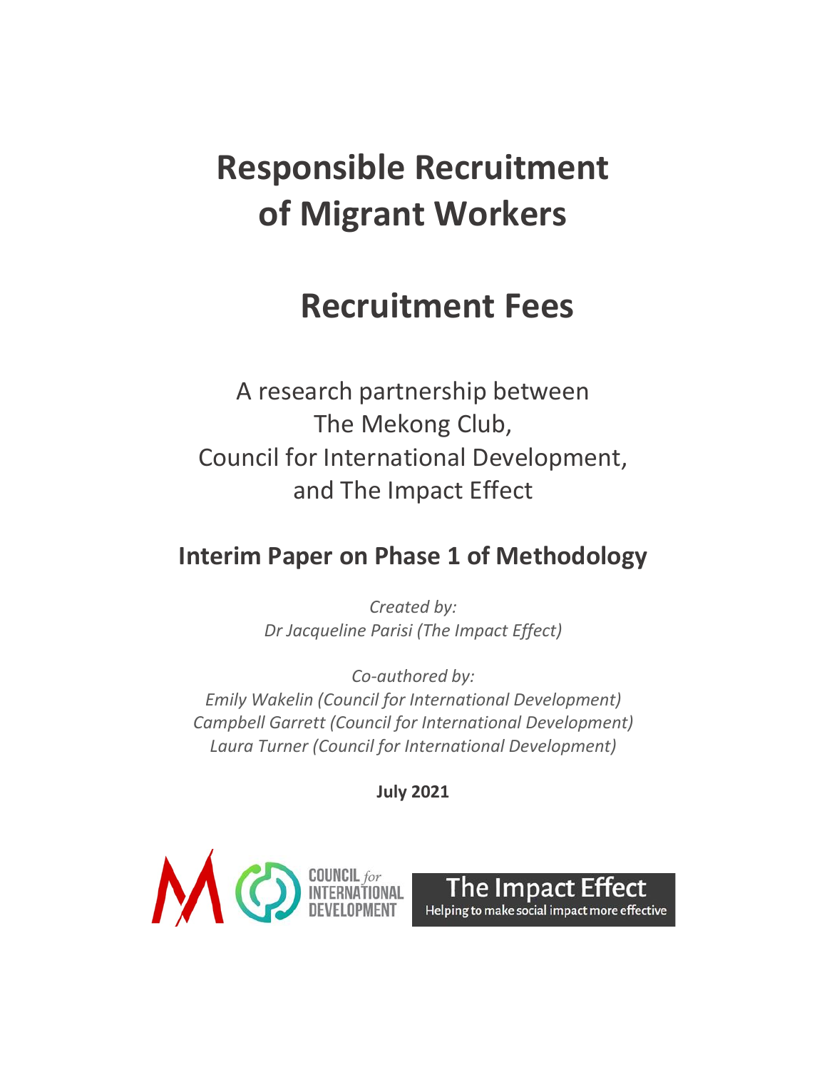# Responsible Recruitment of Migrant Workers

# Recruitment Fees

A research partnership between
The Mekong Club,
Council for International Development,
and The Impact Effect

## Interim Paper on Phase 1 of Methodology

*Created by:*
*Dr Jacqueline Parisi (The Impact Effect)*

*Co-authored by:*
*Emily Wakelin (Council for International Development)*
*Campbell Garrett (Council for International Development)*
*Laura Turner (Council for International Development)*

**July 2021**

COUNCIL *for* INTERNATIONAL DEVELOPMENT

The Impact Effect
Helping to make social impact more effective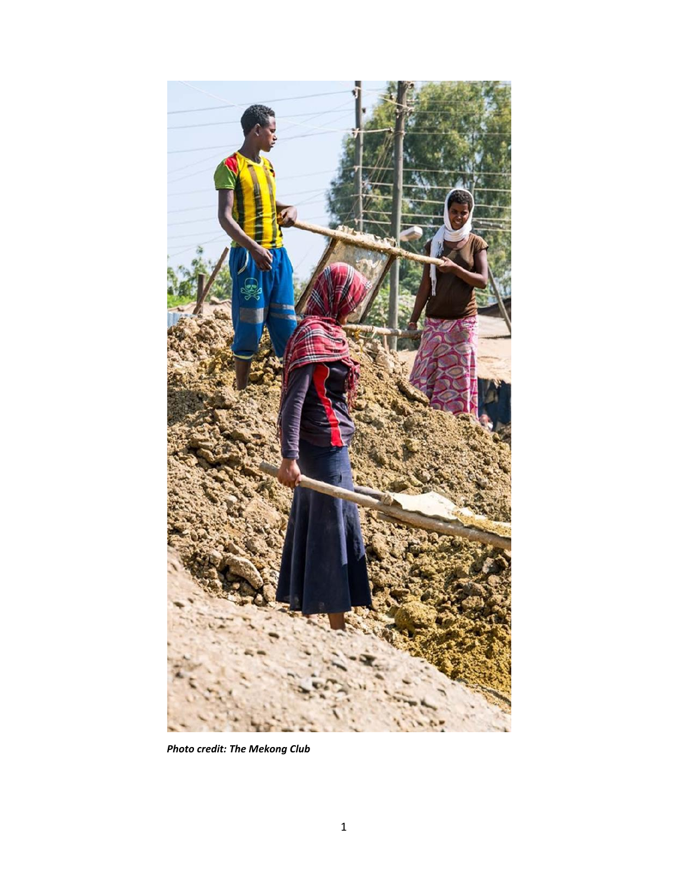***Photo credit: The Mekong Club***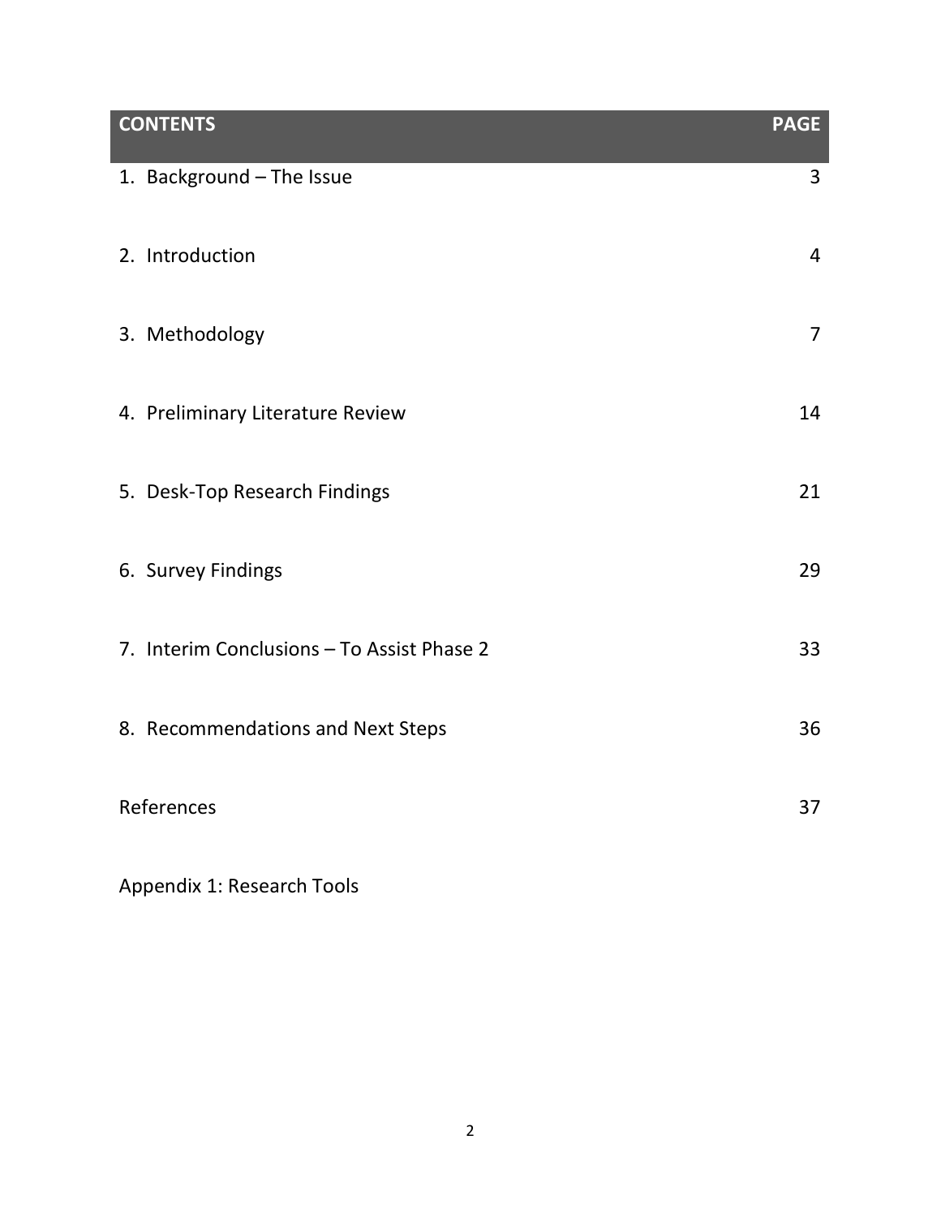| CONTENTS | PAGE |
| --- | --- |
| 1. Background – The Issue | 3 |
| 2. Introduction | 4 |
| 3. Methodology | 7 |
| 4. Preliminary Literature Review | 14 |
| 5. Desk-Top Research Findings | 21 |
| 6. Survey Findings | 29 |
| 7. Interim Conclusions – To Assist Phase 2 | 33 |
| 8. Recommendations and Next Steps | 36 |
| References | 37 |
| Appendix 1: Research Tools | |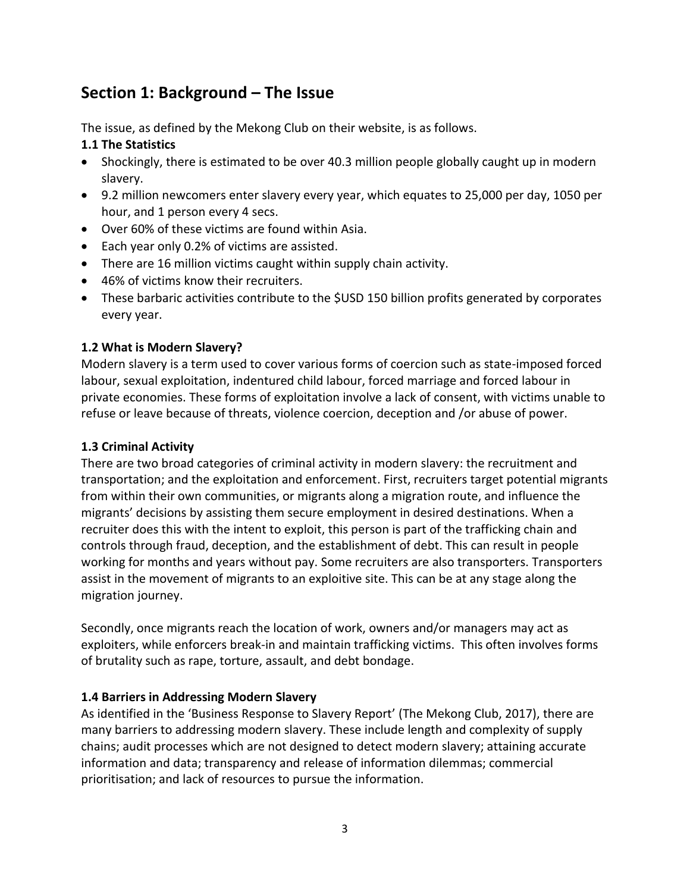## Section 1: Background – The Issue

The issue, as defined by the Mekong Club on their website, is as follows.

### 1.1 The Statistics

- Shockingly, there is estimated to be over 40.3 million people globally caught up in modern slavery.
- 9.2 million newcomers enter slavery every year, which equates to 25,000 per day, 1050 per hour, and 1 person every 4 secs.
- Over 60% of these victims are found within Asia.
- Each year only 0.2% of victims are assisted.
- There are 16 million victims caught within supply chain activity.
- 46% of victims know their recruiters.
- These barbaric activities contribute to the $USD 150 billion profits generated by corporates every year.

### 1.2 What is Modern Slavery?

Modern slavery is a term used to cover various forms of coercion such as state-imposed forced labour, sexual exploitation, indentured child labour, forced marriage and forced labour in private economies. These forms of exploitation involve a lack of consent, with victims unable to refuse or leave because of threats, violence coercion, deception and /or abuse of power.

### 1.3 Criminal Activity

There are two broad categories of criminal activity in modern slavery: the recruitment and transportation; and the exploitation and enforcement. First, recruiters target potential migrants from within their own communities, or migrants along a migration route, and influence the migrants' decisions by assisting them secure employment in desired destinations. When a recruiter does this with the intent to exploit, this person is part of the trafficking chain and controls through fraud, deception, and the establishment of debt. This can result in people working for months and years without pay. Some recruiters are also transporters. Transporters assist in the movement of migrants to an exploitive site. This can be at any stage along the migration journey.

Secondly, once migrants reach the location of work, owners and/or managers may act as exploiters, while enforcers break-in and maintain trafficking victims. This often involves forms of brutality such as rape, torture, assault, and debt bondage.

### 1.4 Barriers in Addressing Modern Slavery

As identified in the 'Business Response to Slavery Report' (The Mekong Club, 2017), there are many barriers to addressing modern slavery. These include length and complexity of supply chains; audit processes which are not designed to detect modern slavery; attaining accurate information and data; transparency and release of information dilemmas; commercial prioritisation; and lack of resources to pursue the information.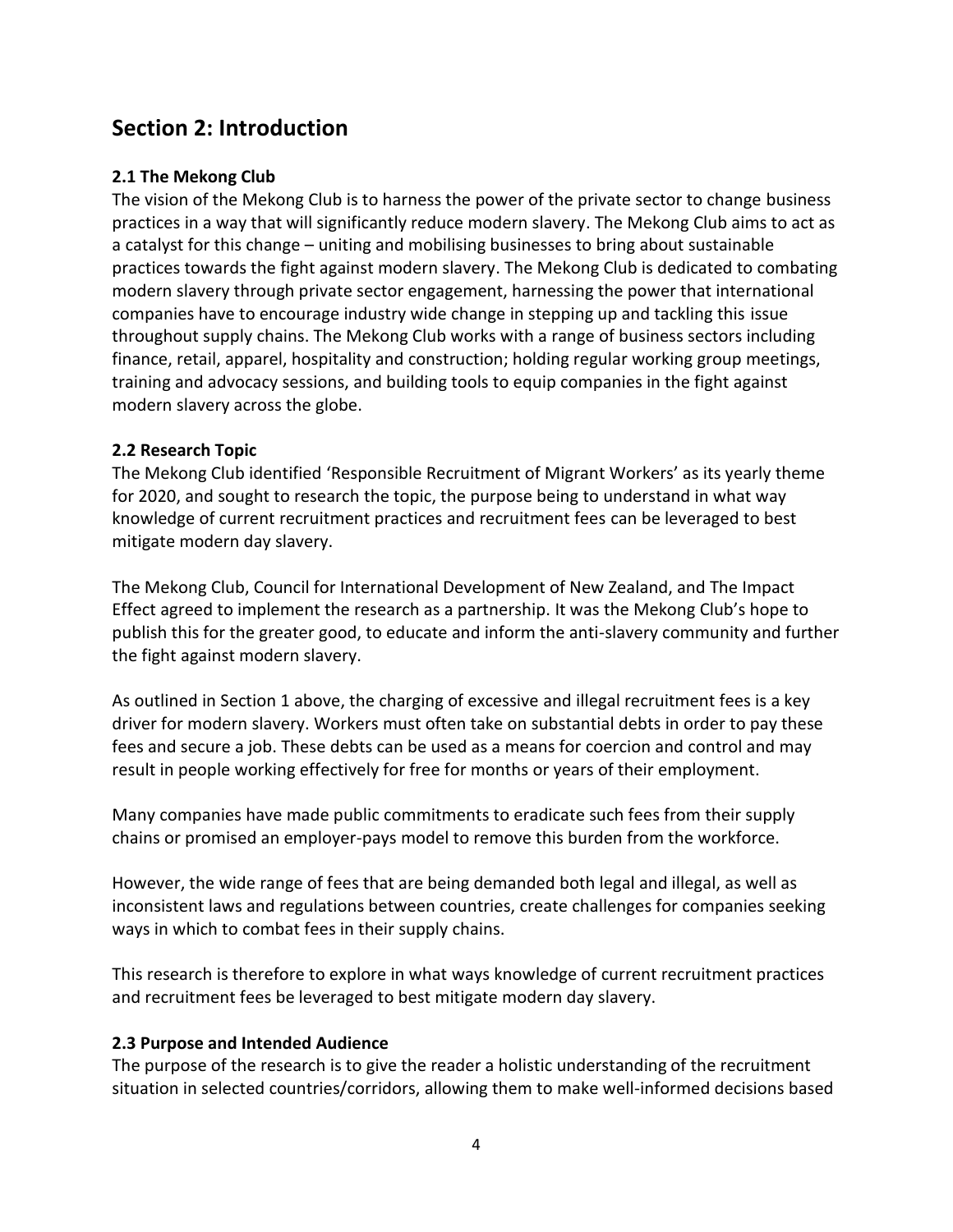## Section 2: Introduction

### 2.1 The Mekong Club

The vision of the Mekong Club is to harness the power of the private sector to change business practices in a way that will significantly reduce modern slavery. The Mekong Club aims to act as a catalyst for this change – uniting and mobilising businesses to bring about sustainable practices towards the fight against modern slavery. The Mekong Club is dedicated to combating modern slavery through private sector engagement, harnessing the power that international companies have to encourage industry wide change in stepping up and tackling this issue throughout supply chains. The Mekong Club works with a range of business sectors including finance, retail, apparel, hospitality and construction; holding regular working group meetings, training and advocacy sessions, and building tools to equip companies in the fight against modern slavery across the globe.

### 2.2 Research Topic

The Mekong Club identified 'Responsible Recruitment of Migrant Workers' as its yearly theme for 2020, and sought to research the topic, the purpose being to understand in what way knowledge of current recruitment practices and recruitment fees can be leveraged to best mitigate modern day slavery.

The Mekong Club, Council for International Development of New Zealand, and The Impact Effect agreed to implement the research as a partnership. It was the Mekong Club's hope to publish this for the greater good, to educate and inform the anti-slavery community and further the fight against modern slavery.

As outlined in Section 1 above, the charging of excessive and illegal recruitment fees is a key driver for modern slavery. Workers must often take on substantial debts in order to pay these fees and secure a job. These debts can be used as a means for coercion and control and may result in people working effectively for free for months or years of their employment.

Many companies have made public commitments to eradicate such fees from their supply chains or promised an employer-pays model to remove this burden from the workforce.

However, the wide range of fees that are being demanded both legal and illegal, as well as inconsistent laws and regulations between countries, create challenges for companies seeking ways in which to combat fees in their supply chains.

This research is therefore to explore in what ways knowledge of current recruitment practices and recruitment fees be leveraged to best mitigate modern day slavery.

### 2.3 Purpose and Intended Audience

The purpose of the research is to give the reader a holistic understanding of the recruitment situation in selected countries/corridors, allowing them to make well-informed decisions based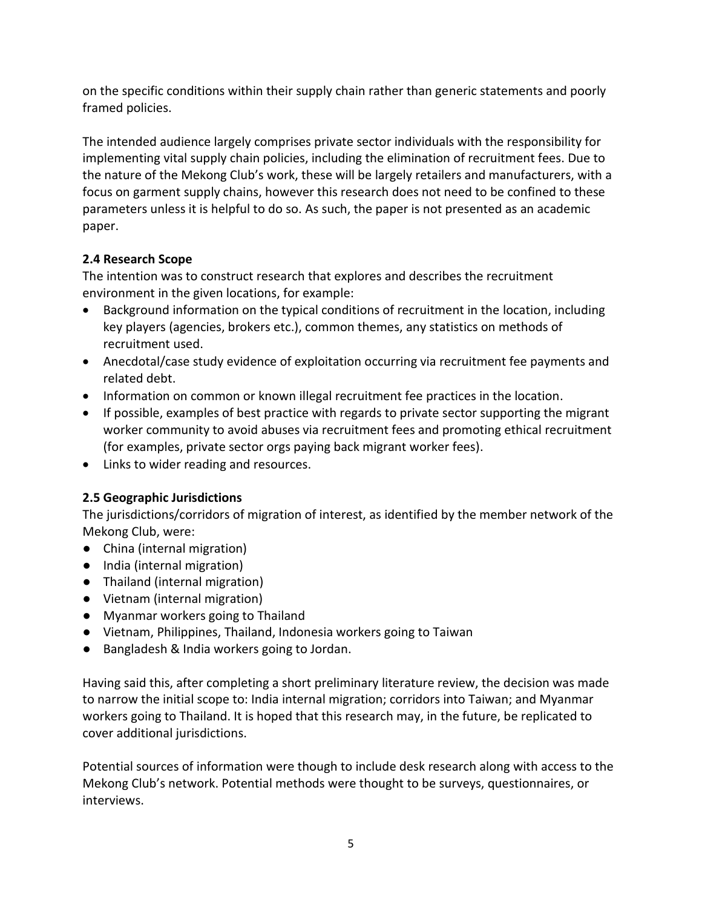on the specific conditions within their supply chain rather than generic statements and poorly framed policies.

The intended audience largely comprises private sector individuals with the responsibility for implementing vital supply chain policies, including the elimination of recruitment fees. Due to the nature of the Mekong Club's work, these will be largely retailers and manufacturers, with a focus on garment supply chains, however this research does not need to be confined to these parameters unless it is helpful to do so. As such, the paper is not presented as an academic paper.

### 2.4 Research Scope

The intention was to construct research that explores and describes the recruitment environment in the given locations, for example:

- Background information on the typical conditions of recruitment in the location, including key players (agencies, brokers etc.), common themes, any statistics on methods of recruitment used.
- Anecdotal/case study evidence of exploitation occurring via recruitment fee payments and related debt.
- Information on common or known illegal recruitment fee practices in the location.
- If possible, examples of best practice with regards to private sector supporting the migrant worker community to avoid abuses via recruitment fees and promoting ethical recruitment (for examples, private sector orgs paying back migrant worker fees).
- Links to wider reading and resources.

### 2.5 Geographic Jurisdictions

The jurisdictions/corridors of migration of interest, as identified by the member network of the Mekong Club, were:

- China (internal migration)
- India (internal migration)
- Thailand (internal migration)
- Vietnam (internal migration)
- Myanmar workers going to Thailand
- Vietnam, Philippines, Thailand, Indonesia workers going to Taiwan
- Bangladesh & India workers going to Jordan.

Having said this, after completing a short preliminary literature review, the decision was made to narrow the initial scope to: India internal migration; corridors into Taiwan; and Myanmar workers going to Thailand. It is hoped that this research may, in the future, be replicated to cover additional jurisdictions.

Potential sources of information were though to include desk research along with access to the Mekong Club's network. Potential methods were thought to be surveys, questionnaires, or interviews.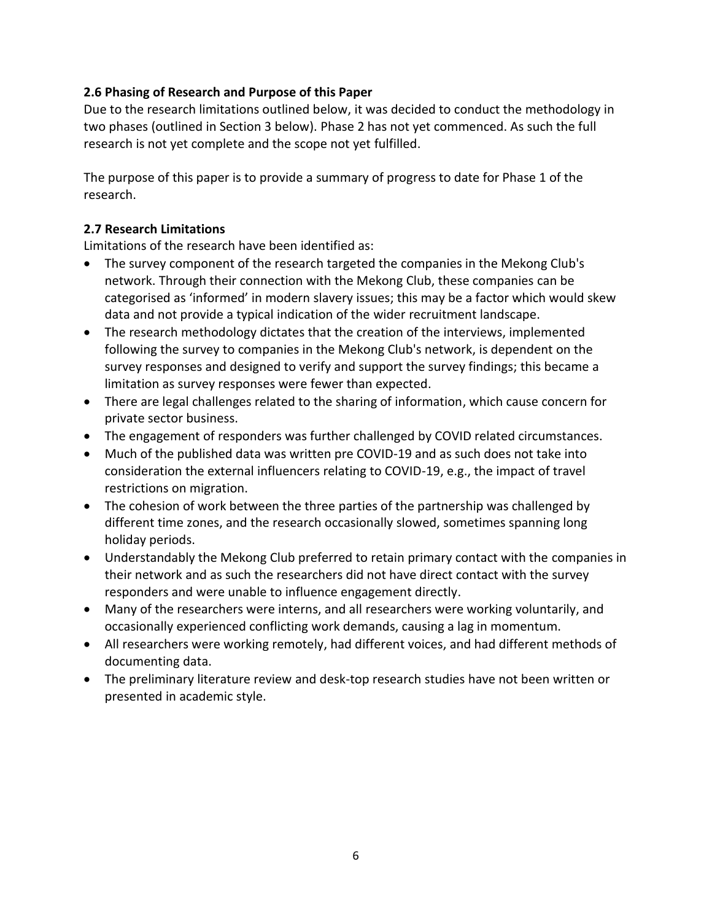### 2.6 Phasing of Research and Purpose of this Paper

Due to the research limitations outlined below, it was decided to conduct the methodology in two phases (outlined in Section 3 below). Phase 2 has not yet commenced. As such the full research is not yet complete and the scope not yet fulfilled.

The purpose of this paper is to provide a summary of progress to date for Phase 1 of the research.

### 2.7 Research Limitations

Limitations of the research have been identified as:

- The survey component of the research targeted the companies in the Mekong Club's network. Through their connection with the Mekong Club, these companies can be categorised as 'informed' in modern slavery issues; this may be a factor which would skew data and not provide a typical indication of the wider recruitment landscape.
- The research methodology dictates that the creation of the interviews, implemented following the survey to companies in the Mekong Club's network, is dependent on the survey responses and designed to verify and support the survey findings; this became a limitation as survey responses were fewer than expected.
- There are legal challenges related to the sharing of information, which cause concern for private sector business.
- The engagement of responders was further challenged by COVID related circumstances.
- Much of the published data was written pre COVID-19 and as such does not take into consideration the external influencers relating to COVID-19, e.g., the impact of travel restrictions on migration.
- The cohesion of work between the three parties of the partnership was challenged by different time zones, and the research occasionally slowed, sometimes spanning long holiday periods.
- Understandably the Mekong Club preferred to retain primary contact with the companies in their network and as such the researchers did not have direct contact with the survey responders and were unable to influence engagement directly.
- Many of the researchers were interns, and all researchers were working voluntarily, and occasionally experienced conflicting work demands, causing a lag in momentum.
- All researchers were working remotely, had different voices, and had different methods of documenting data.
- The preliminary literature review and desk-top research studies have not been written or presented in academic style.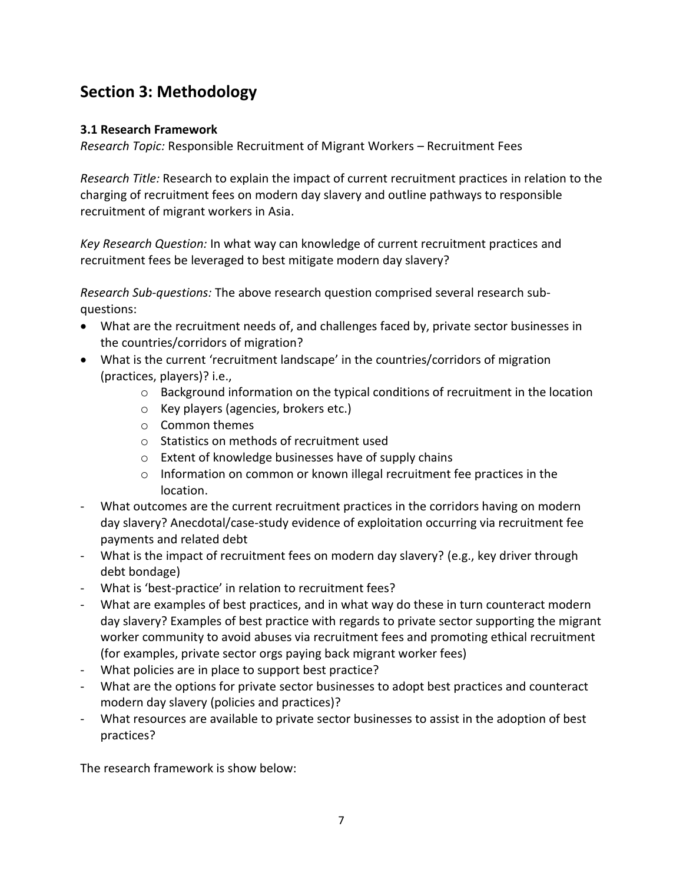## Section 3: Methodology

### 3.1 Research Framework

*Research Topic:* Responsible Recruitment of Migrant Workers – Recruitment Fees

*Research Title:* Research to explain the impact of current recruitment practices in relation to the charging of recruitment fees on modern day slavery and outline pathways to responsible recruitment of migrant workers in Asia.

*Key Research Question:* In what way can knowledge of current recruitment practices and recruitment fees be leveraged to best mitigate modern day slavery?

*Research Sub-questions:* The above research question comprised several research sub-questions:

- What are the recruitment needs of, and challenges faced by, private sector businesses in the countries/corridors of migration?
- What is the current 'recruitment landscape' in the countries/corridors of migration (practices, players)? i.e.,
    - Background information on the typical conditions of recruitment in the location
    - Key players (agencies, brokers etc.)
    - Common themes
    - Statistics on methods of recruitment used
    - Extent of knowledge businesses have of supply chains
    - Information on common or known illegal recruitment fee practices in the location.
- What outcomes are the current recruitment practices in the corridors having on modern day slavery? Anecdotal/case-study evidence of exploitation occurring via recruitment fee payments and related debt
- What is the impact of recruitment fees on modern day slavery? (e.g., key driver through debt bondage)
- What is 'best-practice' in relation to recruitment fees?
- What are examples of best practices, and in what way do these in turn counteract modern day slavery? Examples of best practice with regards to private sector supporting the migrant worker community to avoid abuses via recruitment fees and promoting ethical recruitment (for examples, private sector orgs paying back migrant worker fees)
- What policies are in place to support best practice?
- What are the options for private sector businesses to adopt best practices and counteract modern day slavery (policies and practices)?
- What resources are available to private sector businesses to assist in the adoption of best practices?

The research framework is show below: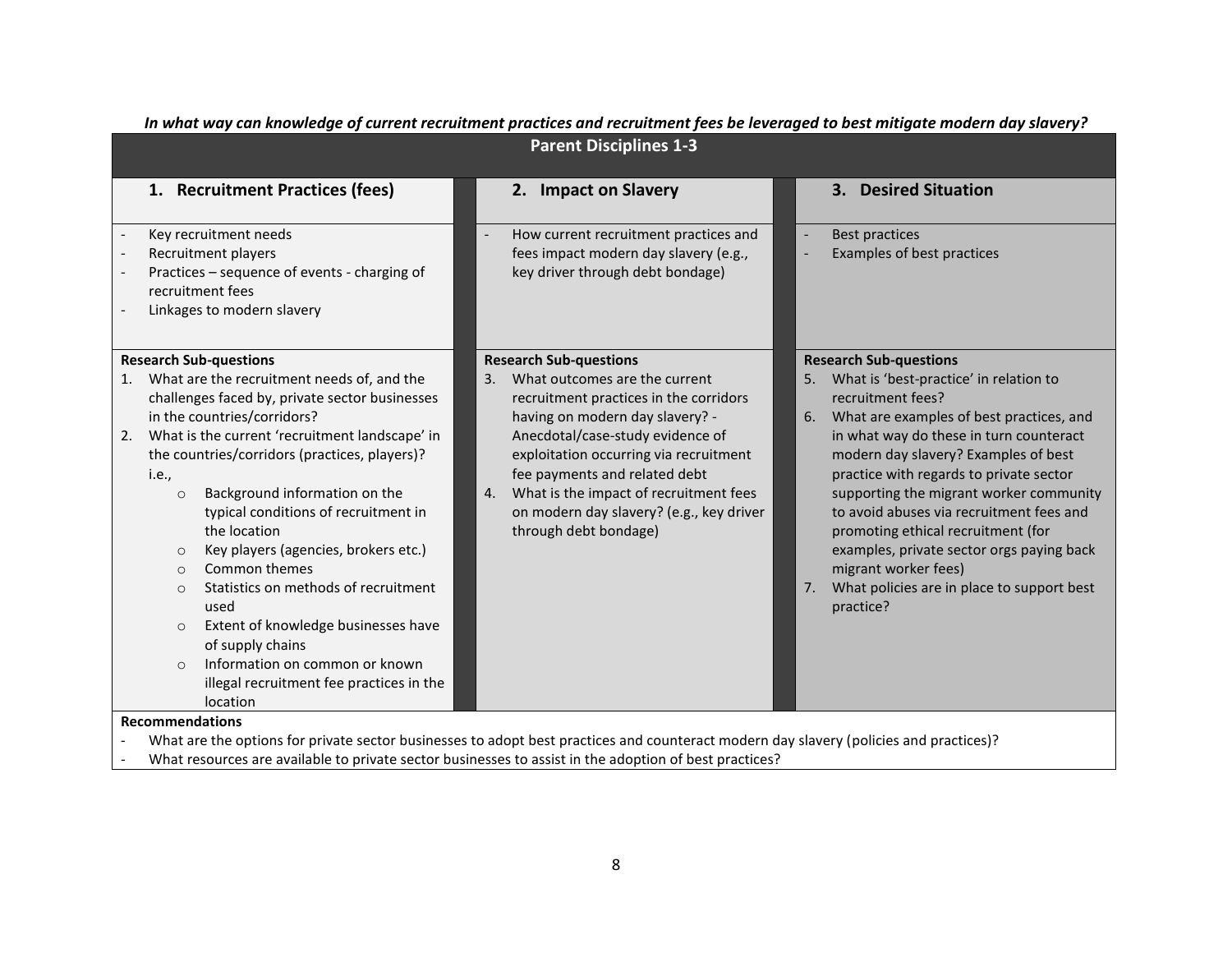***In what way can knowledge of current recruitment practices and recruitment fees be leveraged to best mitigate modern day slavery?***

| Parent Disciplines 1-3 | | |
|---|---|---|
| **1. Recruitment Practices (fees)** | **2. Impact on Slavery** | **3. Desired Situation** |
| - Key recruitment needs<br>- Recruitment players<br>- Practices – sequence of events - charging of recruitment fees<br>- Linkages to modern slavery | - How current recruitment practices and fees impact modern day slavery (e.g., key driver through debt bondage) | - Best practices<br>- Examples of best practices |
| **Research Sub-questions**<br>1. What are the recruitment needs of, and the challenges faced by, private sector businesses in the countries/corridors?<br>2. What is the current 'recruitment landscape' in the countries/corridors (practices, players)? i.e.,<br>○ Background information on the typical conditions of recruitment in the location<br>○ Key players (agencies, brokers etc.)<br>○ Common themes<br>○ Statistics on methods of recruitment used<br>○ Extent of knowledge businesses have of supply chains<br>○ Information on common or known illegal recruitment fee practices in the location | **Research Sub-questions**<br>3. What outcomes are the current recruitment practices in the corridors having on modern day slavery? - Anecdotal/case-study evidence of exploitation occurring via recruitment fee payments and related debt<br>4. What is the impact of recruitment fees on modern day slavery? (e.g., key driver through debt bondage) | **Research Sub-questions**<br>5. What is 'best-practice' in relation to recruitment fees?<br>6. What are examples of best practices, and in what way do these in turn counteract modern day slavery? Examples of best practice with regards to private sector supporting the migrant worker community to avoid abuses via recruitment fees and promoting ethical recruitment (for examples, private sector orgs paying back migrant worker fees)<br>7. What policies are in place to support best practice? |
| **Recommendations**<br>- What are the options for private sector businesses to adopt best practices and counteract modern day slavery (policies and practices)?<br>- What resources are available to private sector businesses to assist in the adoption of best practices? | | |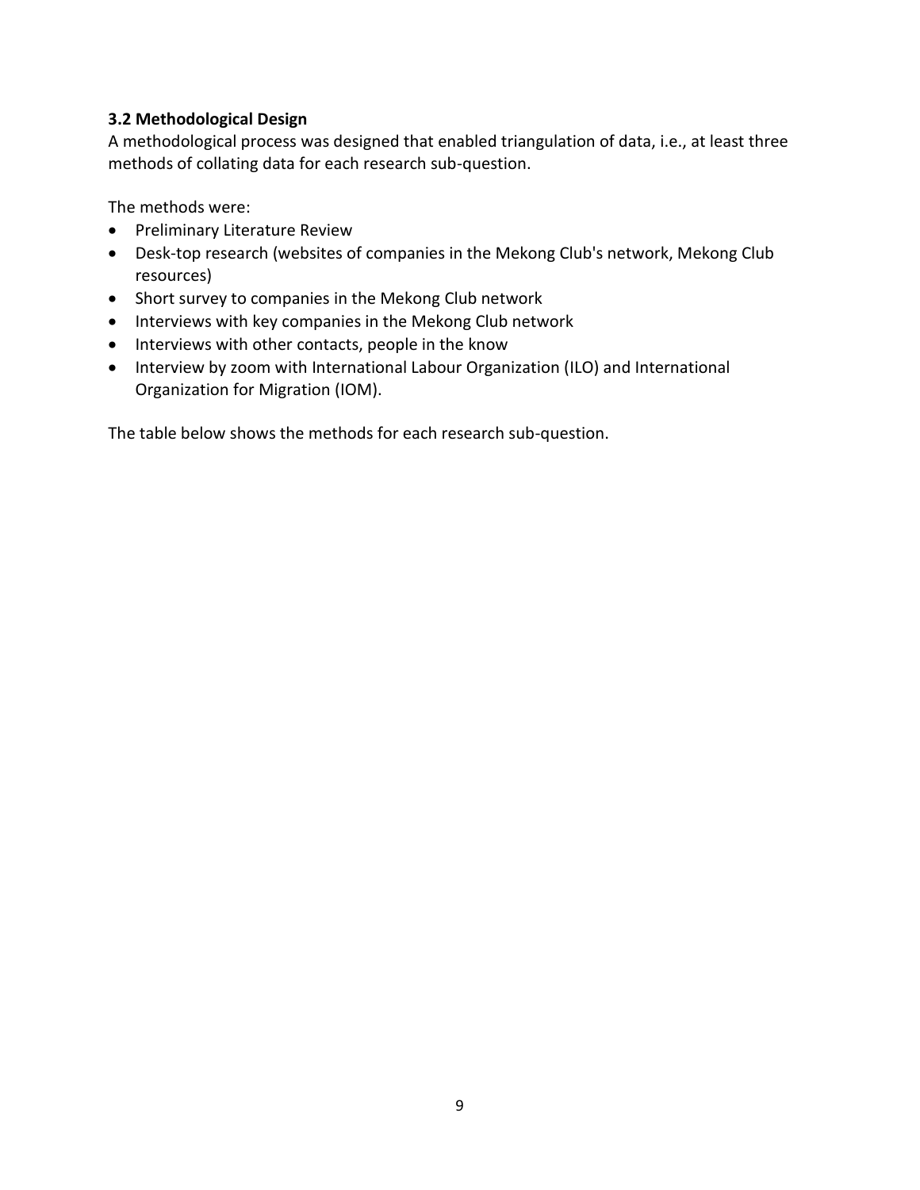### 3.2 Methodological Design

A methodological process was designed that enabled triangulation of data, i.e., at least three methods of collating data for each research sub-question.

The methods were:

- Preliminary Literature Review
- Desk-top research (websites of companies in the Mekong Club's network, Mekong Club resources)
- Short survey to companies in the Mekong Club network
- Interviews with key companies in the Mekong Club network
- Interviews with other contacts, people in the know
- Interview by zoom with International Labour Organization (ILO) and International Organization for Migration (IOM).

The table below shows the methods for each research sub-question.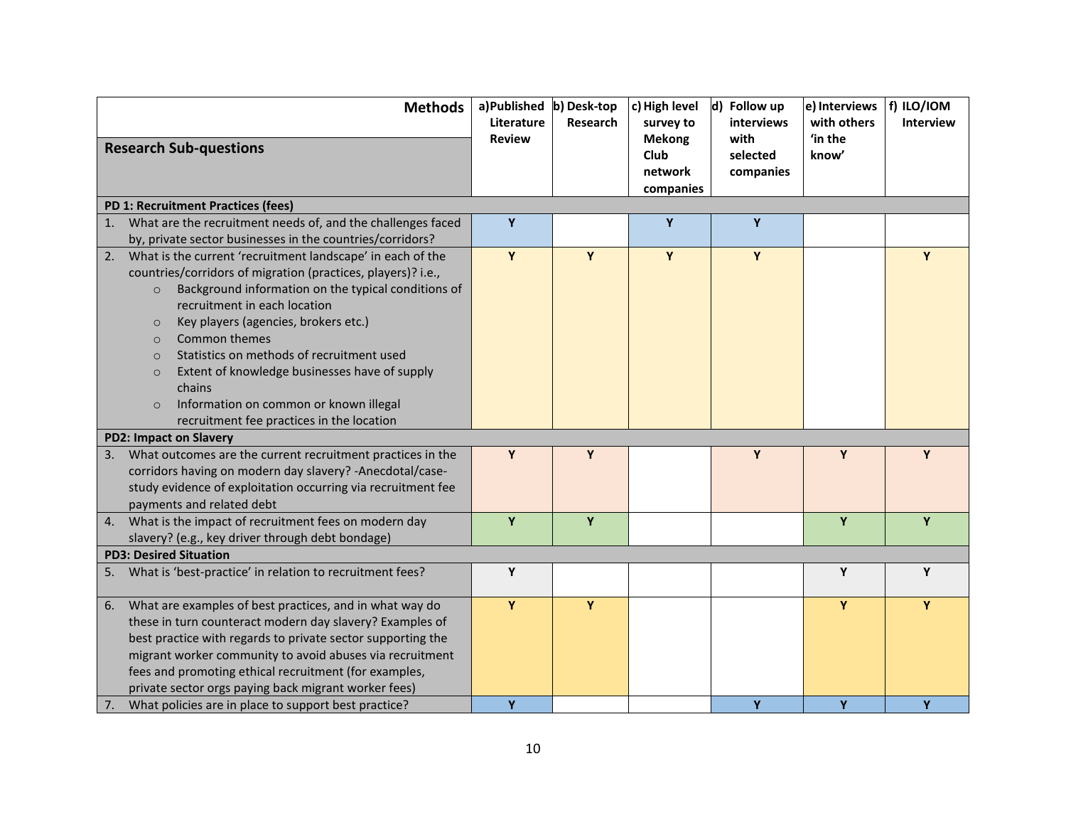| Research Sub-questions / Methods | a) Published Literature Review | b) Desk-top Research | c) High level survey to Mekong Club network companies | d) Follow up interviews with selected companies | e) Interviews with others 'in the know' | f) ILO/IOM Interview |
|---|---|---|---|---|---|---|
| **PD 1: Recruitment Practices (fees)** | | | | | | |
| 1. What are the recruitment needs of, and the challenges faced by, private sector businesses in the countries/corridors? | Y | | Y | Y | | |
| 2. What is the current 'recruitment landscape' in each of the countries/corridors of migration (practices, players)? i.e.,<br>○ Background information on the typical conditions of recruitment in each location<br>○ Key players (agencies, brokers etc.)<br>○ Common themes<br>○ Statistics on methods of recruitment used<br>○ Extent of knowledge businesses have of supply chains<br>○ Information on common or known illegal recruitment fee practices in the location | Y | Y | Y | Y | | Y |
| **PD2: Impact on Slavery** | | | | | | |
| 3. What outcomes are the current recruitment practices in the corridors having on modern day slavery? -Anecdotal/case-study evidence of exploitation occurring via recruitment fee payments and related debt | Y | Y | | Y | Y | Y |
| 4. What is the impact of recruitment fees on modern day slavery? (e.g., key driver through debt bondage) | Y | Y | | | Y | Y |
| **PD3: Desired Situation** | | | | | | |
| 5. What is 'best-practice' in relation to recruitment fees? | Y | | | | Y | Y |
| 6. What are examples of best practices, and in what way do these in turn counteract modern day slavery? Examples of best practice with regards to private sector supporting the migrant worker community to avoid abuses via recruitment fees and promoting ethical recruitment (for examples, private sector orgs paying back migrant worker fees) | Y | Y | | | Y | Y |
| 7. What policies are in place to support best practice? | Y | | | Y | Y | Y |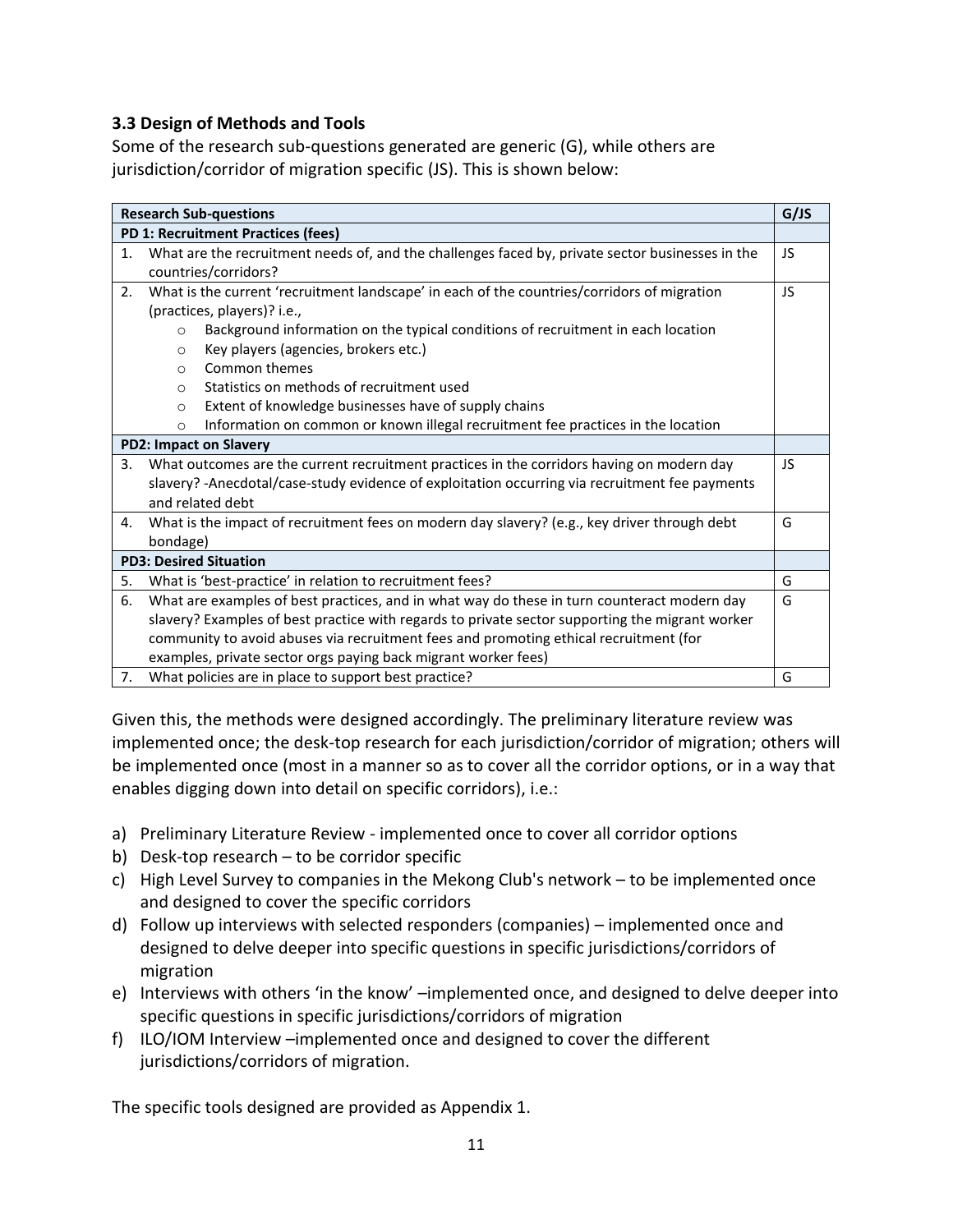### 3.3 Design of Methods and Tools

Some of the research sub-questions generated are generic (G), while others are jurisdiction/corridor of migration specific (JS). This is shown below:

| Research Sub-questions | G/JS |
|---|---|
| **PD 1: Recruitment Practices (fees)** | |
| 1. What are the recruitment needs of, and the challenges faced by, private sector businesses in the countries/corridors? | JS |
| 2. What is the current 'recruitment landscape' in each of the countries/corridors of migration (practices, players)? i.e.,<br>○ Background information on the typical conditions of recruitment in each location<br>○ Key players (agencies, brokers etc.)<br>○ Common themes<br>○ Statistics on methods of recruitment used<br>○ Extent of knowledge businesses have of supply chains<br>○ Information on common or known illegal recruitment fee practices in the location | JS |
| **PD2: Impact on Slavery** | |
| 3. What outcomes are the current recruitment practices in the corridors having on modern day slavery? -Anecdotal/case-study evidence of exploitation occurring via recruitment fee payments and related debt | JS |
| 4. What is the impact of recruitment fees on modern day slavery? (e.g., key driver through debt bondage) | G |
| **PD3: Desired Situation** | |
| 5. What is 'best-practice' in relation to recruitment fees? | G |
| 6. What are examples of best practices, and in what way do these in turn counteract modern day slavery? Examples of best practice with regards to private sector supporting the migrant worker community to avoid abuses via recruitment fees and promoting ethical recruitment (for examples, private sector orgs paying back migrant worker fees) | G |
| 7. What policies are in place to support best practice? | G |

Given this, the methods were designed accordingly. The preliminary literature review was implemented once; the desk-top research for each jurisdiction/corridor of migration; others will be implemented once (most in a manner so as to cover all the corridor options, or in a way that enables digging down into detail on specific corridors), i.e.:

a) Preliminary Literature Review - implemented once to cover all corridor options
b) Desk-top research – to be corridor specific
c) High Level Survey to companies in the Mekong Club's network – to be implemented once and designed to cover the specific corridors
d) Follow up interviews with selected responders (companies) – implemented once and designed to delve deeper into specific questions in specific jurisdictions/corridors of migration
e) Interviews with others 'in the know' –implemented once, and designed to delve deeper into specific questions in specific jurisdictions/corridors of migration
f) ILO/IOM Interview –implemented once and designed to cover the different jurisdictions/corridors of migration.

The specific tools designed are provided as Appendix 1.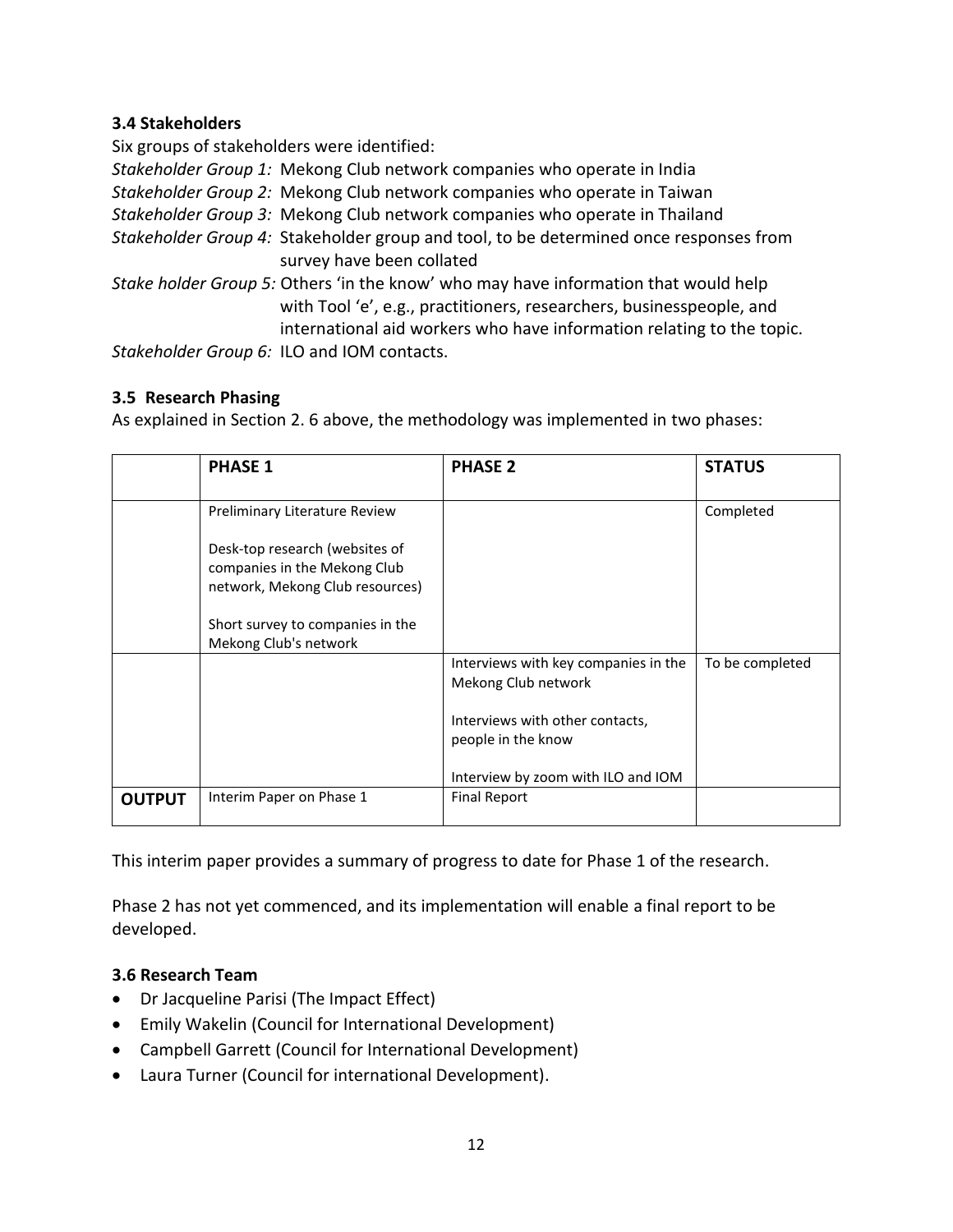### 3.4 Stakeholders

Six groups of stakeholders were identified:

*Stakeholder Group 1:* Mekong Club network companies who operate in India

*Stakeholder Group 2:* Mekong Club network companies who operate in Taiwan

*Stakeholder Group 3:* Mekong Club network companies who operate in Thailand

*Stakeholder Group 4:* Stakeholder group and tool, to be determined once responses from survey have been collated

*Stake holder Group 5:* Others 'in the know' who may have information that would help with Tool 'e', e.g., practitioners, researchers, businesspeople, and international aid workers who have information relating to the topic.

*Stakeholder Group 6:* ILO and IOM contacts.

### 3.5 Research Phasing

As explained in Section 2. 6 above, the methodology was implemented in two phases:

| | **PHASE 1** | **PHASE 2** | **STATUS** |
|---|---|---|---|
| | Preliminary Literature Review<br><br>Desk-top research (websites of companies in the Mekong Club network, Mekong Club resources)<br><br>Short survey to companies in the Mekong Club's network | | Completed |
| | | Interviews with key companies in the Mekong Club network<br><br>Interviews with other contacts, people in the know<br><br>Interview by zoom with ILO and IOM | To be completed |
| **OUTPUT** | Interim Paper on Phase 1 | Final Report | |

This interim paper provides a summary of progress to date for Phase 1 of the research.

Phase 2 has not yet commenced, and its implementation will enable a final report to be developed.

### 3.6 Research Team

- Dr Jacqueline Parisi (The Impact Effect)
- Emily Wakelin (Council for International Development)
- Campbell Garrett (Council for International Development)
- Laura Turner (Council for international Development).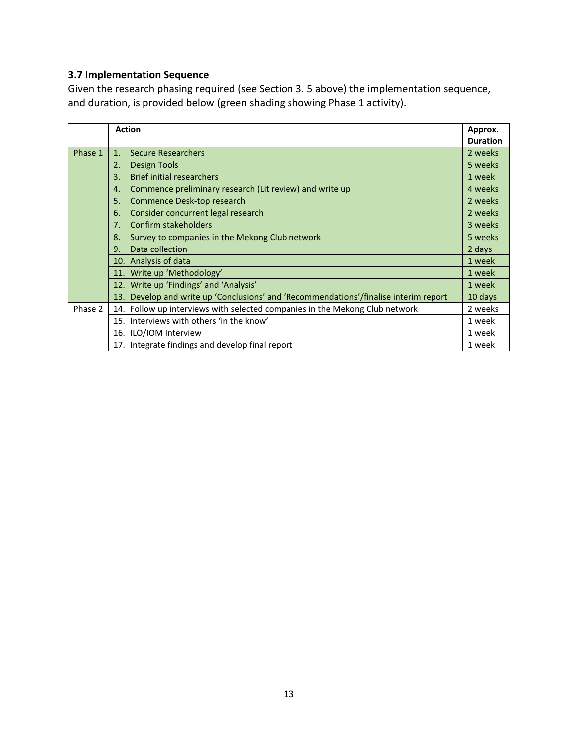### 3.7 Implementation Sequence

Given the research phasing required (see Section 3. 5 above) the implementation sequence, and duration, is provided below (green shading showing Phase 1 activity).

| | Action | Approx. Duration |
|---|---|---|
| Phase 1 | 1. Secure Researchers | 2 weeks |
| | 2. Design Tools | 5 weeks |
| | 3. Brief initial researchers | 1 week |
| | 4. Commence preliminary research (Lit review) and write up | 4 weeks |
| | 5. Commence Desk-top research | 2 weeks |
| | 6. Consider concurrent legal research | 2 weeks |
| | 7. Confirm stakeholders | 3 weeks |
| | 8. Survey to companies in the Mekong Club network | 5 weeks |
| | 9. Data collection | 2 days |
| | 10. Analysis of data | 1 week |
| | 11. Write up 'Methodology' | 1 week |
| | 12. Write up 'Findings' and 'Analysis' | 1 week |
| | 13. Develop and write up 'Conclusions' and 'Recommendations'/finalise interim report | 10 days |
| Phase 2 | 14. Follow up interviews with selected companies in the Mekong Club network | 2 weeks |
| | 15. Interviews with others 'in the know' | 1 week |
| | 16. ILO/IOM Interview | 1 week |
| | 17. Integrate findings and develop final report | 1 week |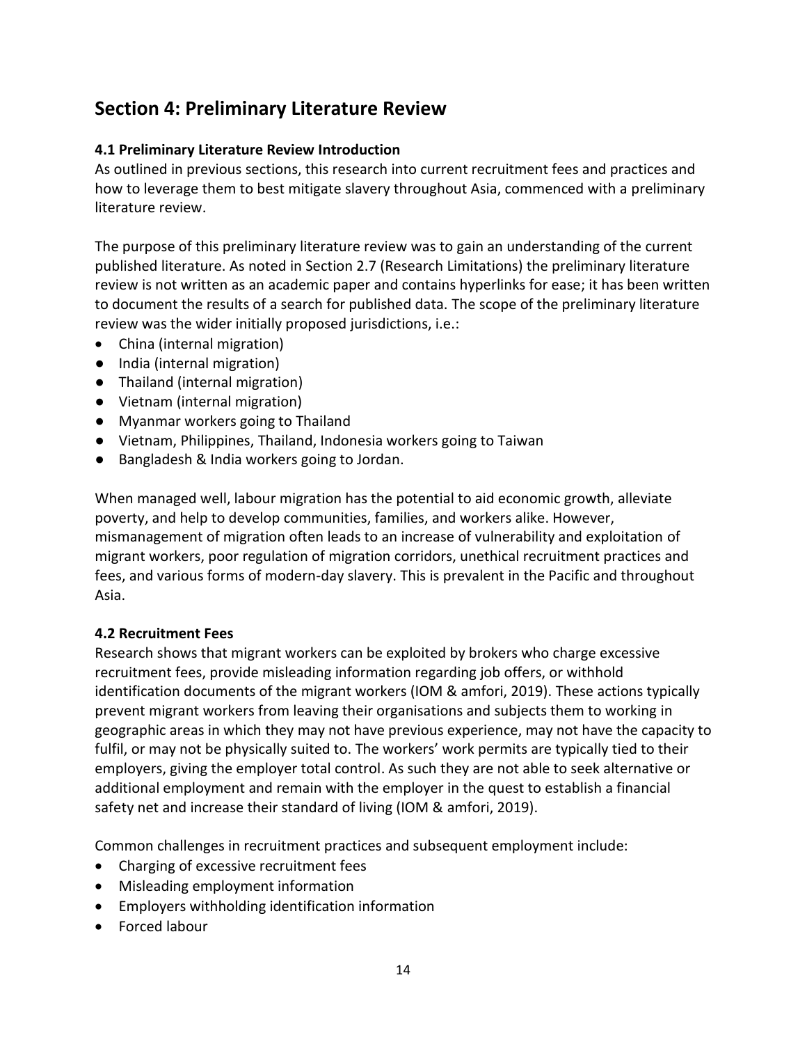## Section 4: Preliminary Literature Review

### 4.1 Preliminary Literature Review Introduction

As outlined in previous sections, this research into current recruitment fees and practices and how to leverage them to best mitigate slavery throughout Asia, commenced with a preliminary literature review.

The purpose of this preliminary literature review was to gain an understanding of the current published literature. As noted in Section 2.7 (Research Limitations) the preliminary literature review is not written as an academic paper and contains hyperlinks for ease; it has been written to document the results of a search for published data. The scope of the preliminary literature review was the wider initially proposed jurisdictions, i.e.:

- China (internal migration)
- India (internal migration)
- Thailand (internal migration)
- Vietnam (internal migration)
- Myanmar workers going to Thailand
- Vietnam, Philippines, Thailand, Indonesia workers going to Taiwan
- Bangladesh & India workers going to Jordan.

When managed well, labour migration has the potential to aid economic growth, alleviate poverty, and help to develop communities, families, and workers alike. However, mismanagement of migration often leads to an increase of vulnerability and exploitation of migrant workers, poor regulation of migration corridors, unethical recruitment practices and fees, and various forms of modern-day slavery. This is prevalent in the Pacific and throughout Asia.

### 4.2 Recruitment Fees

Research shows that migrant workers can be exploited by brokers who charge excessive recruitment fees, provide misleading information regarding job offers, or withhold identification documents of the migrant workers (IOM & amfori, 2019). These actions typically prevent migrant workers from leaving their organisations and subjects them to working in geographic areas in which they may not have previous experience, may not have the capacity to fulfil, or may not be physically suited to. The workers' work permits are typically tied to their employers, giving the employer total control. As such they are not able to seek alternative or additional employment and remain with the employer in the quest to establish a financial safety net and increase their standard of living (IOM & amfori, 2019).

Common challenges in recruitment practices and subsequent employment include:

- Charging of excessive recruitment fees
- Misleading employment information
- Employers withholding identification information
- Forced labour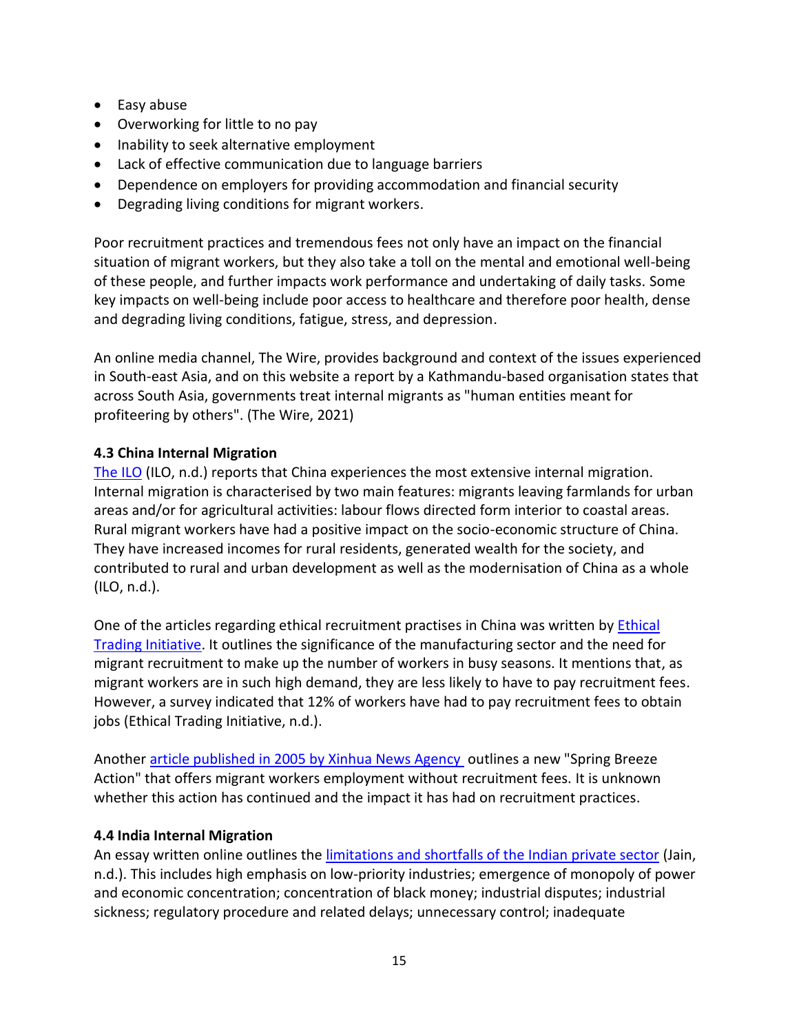- Easy abuse
- Overworking for little to no pay
- Inability to seek alternative employment
- Lack of effective communication due to language barriers
- Dependence on employers for providing accommodation and financial security
- Degrading living conditions for migrant workers.

Poor recruitment practices and tremendous fees not only have an impact on the financial situation of migrant workers, but they also take a toll on the mental and emotional well-being of these people, and further impacts work performance and undertaking of daily tasks. Some key impacts on well-being include poor access to healthcare and therefore poor health, dense and degrading living conditions, fatigue, stress, and depression.

An online media channel, The Wire, provides background and context of the issues experienced in South-east Asia, and on this website a report by a Kathmandu-based organisation states that across South Asia, governments treat internal migrants as "human entities meant for profiteering by others". (The Wire, 2021)

### 4.3 China Internal Migration

The ILO (ILO, n.d.) reports that China experiences the most extensive internal migration. Internal migration is characterised by two main features: migrants leaving farmlands for urban areas and/or for agricultural activities: labour flows directed form interior to coastal areas. Rural migrant workers have had a positive impact on the socio-economic structure of China. They have increased incomes for rural residents, generated wealth for the society, and contributed to rural and urban development as well as the modernisation of China as a whole (ILO, n.d.).

One of the articles regarding ethical recruitment practises in China was written by Ethical Trading Initiative. It outlines the significance of the manufacturing sector and the need for migrant recruitment to make up the number of workers in busy seasons. It mentions that, as migrant workers are in such high demand, they are less likely to have to pay recruitment fees. However, a survey indicated that 12% of workers have had to pay recruitment fees to obtain jobs (Ethical Trading Initiative, n.d.).

Another article published in 2005 by Xinhua News Agency outlines a new "Spring Breeze Action" that offers migrant workers employment without recruitment fees. It is unknown whether this action has continued and the impact it has had on recruitment practices.

### 4.4 India Internal Migration

An essay written online outlines the limitations and shortfalls of the Indian private sector (Jain, n.d.). This includes high emphasis on low-priority industries; emergence of monopoly of power and economic concentration; concentration of black money; industrial disputes; industrial sickness; regulatory procedure and related delays; unnecessary control; inadequate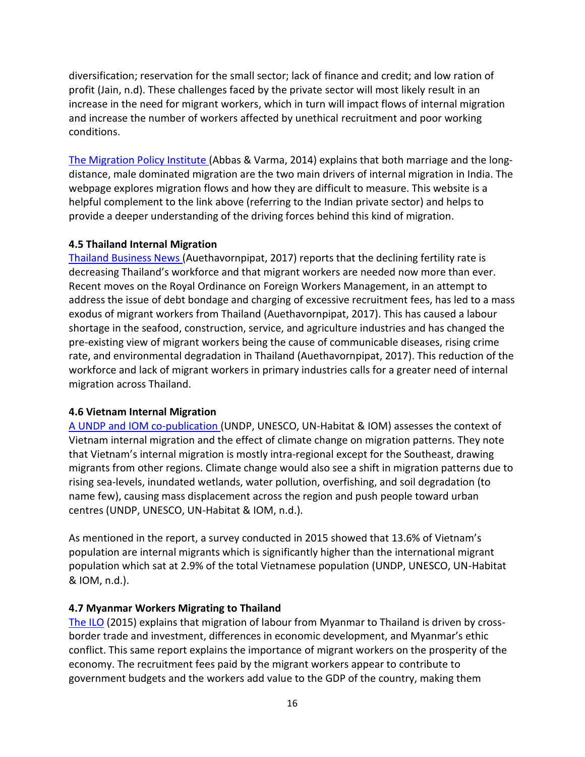diversification; reservation for the small sector; lack of finance and credit; and low ration of profit (Jain, n.d). These challenges faced by the private sector will most likely result in an increase in the need for migrant workers, which in turn will impact flows of internal migration and increase the number of workers affected by unethical recruitment and poor working conditions.

[The Migration Policy Institute](#) (Abbas & Varma, 2014) explains that both marriage and the long-distance, male dominated migration are the two main drivers of internal migration in India. The webpage explores migration flows and how they are difficult to measure. This website is a helpful complement to the link above (referring to the Indian private sector) and helps to provide a deeper understanding of the driving forces behind this kind of migration.

### 4.5 Thailand Internal Migration

[Thailand Business News](#) (Auethavornpipat, 2017) reports that the declining fertility rate is decreasing Thailand's workforce and that migrant workers are needed now more than ever. Recent moves on the Royal Ordinance on Foreign Workers Management, in an attempt to address the issue of debt bondage and charging of excessive recruitment fees, has led to a mass exodus of migrant workers from Thailand (Auethavornpipat, 2017). This has caused a labour shortage in the seafood, construction, service, and agriculture industries and has changed the pre-existing view of migrant workers being the cause of communicable diseases, rising crime rate, and environmental degradation in Thailand (Auethavornpipat, 2017). This reduction of the workforce and lack of migrant workers in primary industries calls for a greater need of internal migration across Thailand.

### 4.6 Vietnam Internal Migration

[A UNDP and IOM co-publication](#) (UNDP, UNESCO, UN-Habitat & IOM) assesses the context of Vietnam internal migration and the effect of climate change on migration patterns. They note that Vietnam's internal migration is mostly intra-regional except for the Southeast, drawing migrants from other regions. Climate change would also see a shift in migration patterns due to rising sea-levels, inundated wetlands, water pollution, overfishing, and soil degradation (to name few), causing mass displacement across the region and push people toward urban centres (UNDP, UNESCO, UN-Habitat & IOM, n.d.).

As mentioned in the report, a survey conducted in 2015 showed that 13.6% of Vietnam's population are internal migrants which is significantly higher than the international migrant population which sat at 2.9% of the total Vietnamese population (UNDP, UNESCO, UN-Habitat & IOM, n.d.).

### 4.7 Myanmar Workers Migrating to Thailand

[The ILO](#) (2015) explains that migration of labour from Myanmar to Thailand is driven by cross-border trade and investment, differences in economic development, and Myanmar's ethic conflict. This same report explains the importance of migrant workers on the prosperity of the economy. The recruitment fees paid by the migrant workers appear to contribute to government budgets and the workers add value to the GDP of the country, making them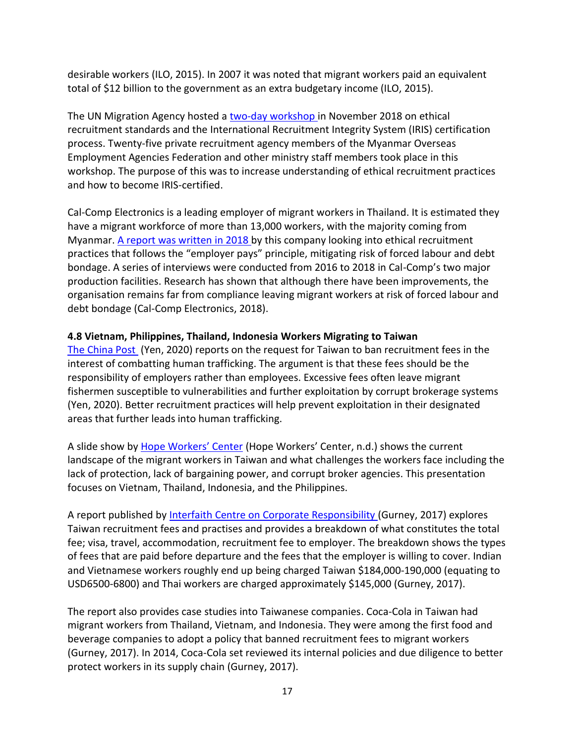desirable workers (ILO, 2015). In 2007 it was noted that migrant workers paid an equivalent total of $12 billion to the government as an extra budgetary income (ILO, 2015).

The UN Migration Agency hosted a two-day workshop in November 2018 on ethical recruitment standards and the International Recruitment Integrity System (IRIS) certification process. Twenty-five private recruitment agency members of the Myanmar Overseas Employment Agencies Federation and other ministry staff members took place in this workshop. The purpose of this was to increase understanding of ethical recruitment practices and how to become IRIS-certified.

Cal-Comp Electronics is a leading employer of migrant workers in Thailand. It is estimated they have a migrant workforce of more than 13,000 workers, with the majority coming from Myanmar. A report was written in 2018 by this company looking into ethical recruitment practices that follows the "employer pays" principle, mitigating risk of forced labour and debt bondage. A series of interviews were conducted from 2016 to 2018 in Cal-Comp's two major production facilities. Research has shown that although there have been improvements, the organisation remains far from compliance leaving migrant workers at risk of forced labour and debt bondage (Cal-Comp Electronics, 2018).

### 4.8 Vietnam, Philippines, Thailand, Indonesia Workers Migrating to Taiwan

The China Post (Yen, 2020) reports on the request for Taiwan to ban recruitment fees in the interest of combatting human trafficking. The argument is that these fees should be the responsibility of employers rather than employees. Excessive fees often leave migrant fishermen susceptible to vulnerabilities and further exploitation by corrupt brokerage systems (Yen, 2020). Better recruitment practices will help prevent exploitation in their designated areas that further leads into human trafficking.

A slide show by Hope Workers' Center (Hope Workers' Center, n.d.) shows the current landscape of the migrant workers in Taiwan and what challenges the workers face including the lack of protection, lack of bargaining power, and corrupt broker agencies. This presentation focuses on Vietnam, Thailand, Indonesia, and the Philippines.

A report published by Interfaith Centre on Corporate Responsibility (Gurney, 2017) explores Taiwan recruitment fees and practises and provides a breakdown of what constitutes the total fee; visa, travel, accommodation, recruitment fee to employer. The breakdown shows the types of fees that are paid before departure and the fees that the employer is willing to cover. Indian and Vietnamese workers roughly end up being charged Taiwan $184,000-190,000 (equating to USD6500-6800) and Thai workers are charged approximately $145,000 (Gurney, 2017).

The report also provides case studies into Taiwanese companies. Coca-Cola in Taiwan had migrant workers from Thailand, Vietnam, and Indonesia. They were among the first food and beverage companies to adopt a policy that banned recruitment fees to migrant workers (Gurney, 2017). In 2014, Coca-Cola set reviewed its internal policies and due diligence to better protect workers in its supply chain (Gurney, 2017).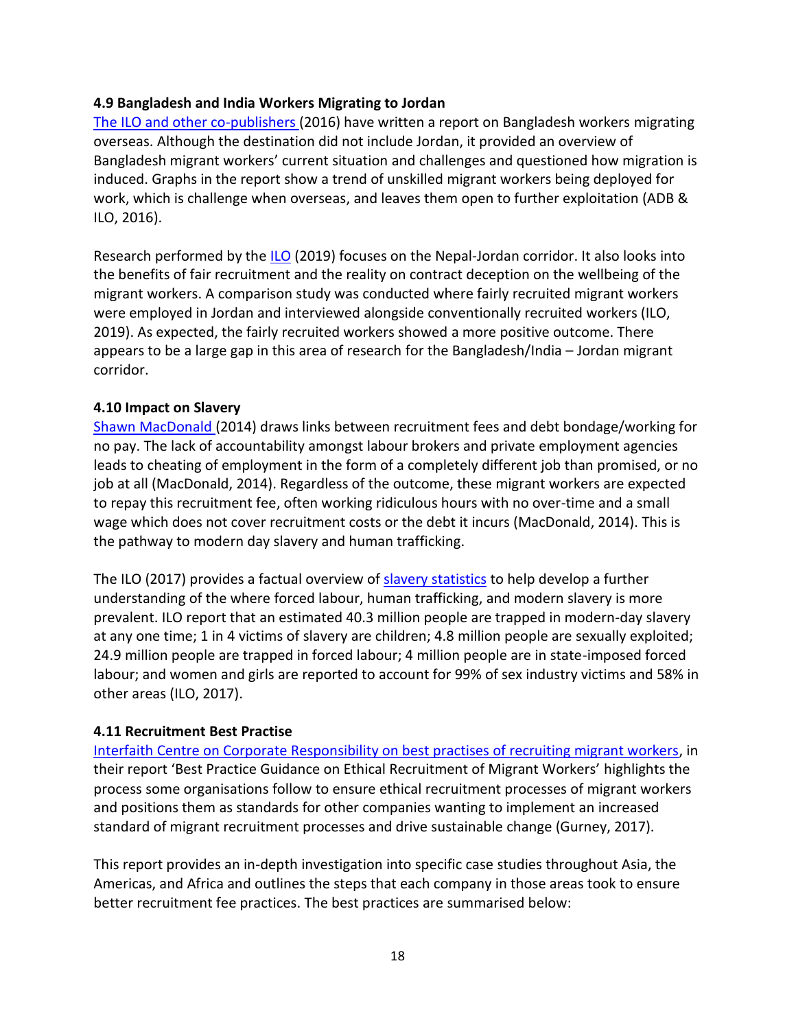**4.9 Bangladesh and India Workers Migrating to Jordan**

The ILO and other co-publishers (2016) have written a report on Bangladesh workers migrating overseas. Although the destination did not include Jordan, it provided an overview of Bangladesh migrant workers' current situation and challenges and questioned how migration is induced. Graphs in the report show a trend of unskilled migrant workers being deployed for work, which is challenge when overseas, and leaves them open to further exploitation (ADB & ILO, 2016).

Research performed by the ILO (2019) focuses on the Nepal-Jordan corridor. It also looks into the benefits of fair recruitment and the reality on contract deception on the wellbeing of the migrant workers. A comparison study was conducted where fairly recruited migrant workers were employed in Jordan and interviewed alongside conventionally recruited workers (ILO, 2019). As expected, the fairly recruited workers showed a more positive outcome. There appears to be a large gap in this area of research for the Bangladesh/India – Jordan migrant corridor.

**4.10 Impact on Slavery**

Shawn MacDonald (2014) draws links between recruitment fees and debt bondage/working for no pay. The lack of accountability amongst labour brokers and private employment agencies leads to cheating of employment in the form of a completely different job than promised, or no job at all (MacDonald, 2014). Regardless of the outcome, these migrant workers are expected to repay this recruitment fee, often working ridiculous hours with no over-time and a small wage which does not cover recruitment costs or the debt it incurs (MacDonald, 2014). This is the pathway to modern day slavery and human trafficking.

The ILO (2017) provides a factual overview of slavery statistics to help develop a further understanding of the where forced labour, human trafficking, and modern slavery is more prevalent. ILO report that an estimated 40.3 million people are trapped in modern-day slavery at any one time; 1 in 4 victims of slavery are children; 4.8 million people are sexually exploited; 24.9 million people are trapped in forced labour; 4 million people are in state-imposed forced labour; and women and girls are reported to account for 99% of sex industry victims and 58% in other areas (ILO, 2017).

**4.11 Recruitment Best Practise**

Interfaith Centre on Corporate Responsibility on best practises of recruiting migrant workers, in their report 'Best Practice Guidance on Ethical Recruitment of Migrant Workers' highlights the process some organisations follow to ensure ethical recruitment processes of migrant workers and positions them as standards for other companies wanting to implement an increased standard of migrant recruitment processes and drive sustainable change (Gurney, 2017).

This report provides an in-depth investigation into specific case studies throughout Asia, the Americas, and Africa and outlines the steps that each company in those areas took to ensure better recruitment fee practices. The best practices are summarised below: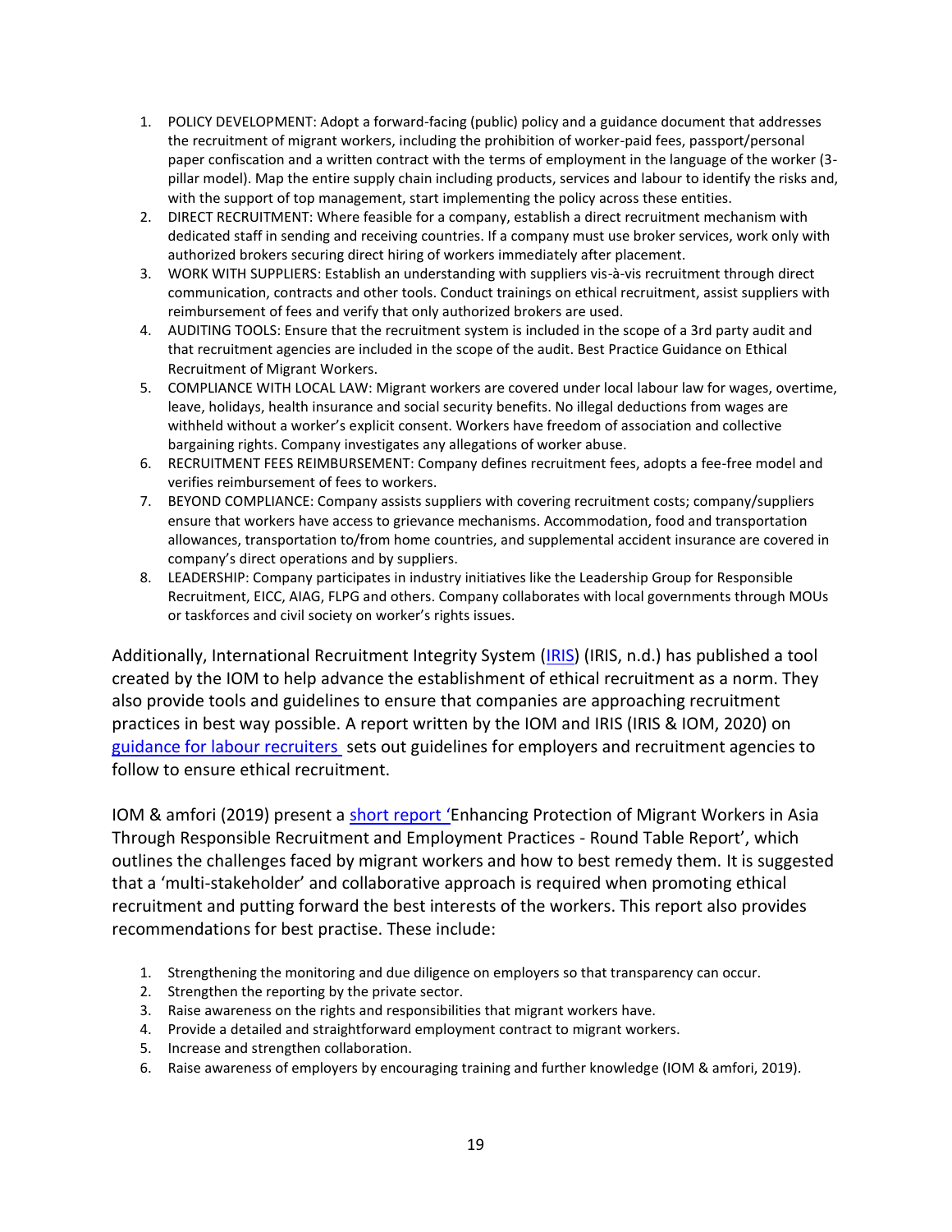1. POLICY DEVELOPMENT: Adopt a forward-facing (public) policy and a guidance document that addresses the recruitment of migrant workers, including the prohibition of worker-paid fees, passport/personal paper confiscation and a written contract with the terms of employment in the language of the worker (3-pillar model). Map the entire supply chain including products, services and labour to identify the risks and, with the support of top management, start implementing the policy across these entities.
2. DIRECT RECRUITMENT: Where feasible for a company, establish a direct recruitment mechanism with dedicated staff in sending and receiving countries. If a company must use broker services, work only with authorized brokers securing direct hiring of workers immediately after placement.
3. WORK WITH SUPPLIERS: Establish an understanding with suppliers vis-à-vis recruitment through direct communication, contracts and other tools. Conduct trainings on ethical recruitment, assist suppliers with reimbursement of fees and verify that only authorized brokers are used.
4. AUDITING TOOLS: Ensure that the recruitment system is included in the scope of a 3rd party audit and that recruitment agencies are included in the scope of the audit. Best Practice Guidance on Ethical Recruitment of Migrant Workers.
5. COMPLIANCE WITH LOCAL LAW: Migrant workers are covered under local labour law for wages, overtime, leave, holidays, health insurance and social security benefits. No illegal deductions from wages are withheld without a worker's explicit consent. Workers have freedom of association and collective bargaining rights. Company investigates any allegations of worker abuse.
6. RECRUITMENT FEES REIMBURSEMENT: Company defines recruitment fees, adopts a fee-free model and verifies reimbursement of fees to workers.
7. BEYOND COMPLIANCE: Company assists suppliers with covering recruitment costs; company/suppliers ensure that workers have access to grievance mechanisms. Accommodation, food and transportation allowances, transportation to/from home countries, and supplemental accident insurance are covered in company's direct operations and by suppliers.
8. LEADERSHIP: Company participates in industry initiatives like the Leadership Group for Responsible Recruitment, EICC, AIAG, FLPG and others. Company collaborates with local governments through MOUs or taskforces and civil society on worker's rights issues.

Additionally, International Recruitment Integrity System (IRIS) (IRIS, n.d.) has published a tool created by the IOM to help advance the establishment of ethical recruitment as a norm. They also provide tools and guidelines to ensure that companies are approaching recruitment practices in best way possible. A report written by the IOM and IRIS (IRIS & IOM, 2020) on guidance for labour recruiters sets out guidelines for employers and recruitment agencies to follow to ensure ethical recruitment.

IOM & amfori (2019) present a short report 'Enhancing Protection of Migrant Workers in Asia Through Responsible Recruitment and Employment Practices - Round Table Report', which outlines the challenges faced by migrant workers and how to best remedy them. It is suggested that a 'multi-stakeholder' and collaborative approach is required when promoting ethical recruitment and putting forward the best interests of the workers. This report also provides recommendations for best practise. These include:

1. Strengthening the monitoring and due diligence on employers so that transparency can occur.
2. Strengthen the reporting by the private sector.
3. Raise awareness on the rights and responsibilities that migrant workers have.
4. Provide a detailed and straightforward employment contract to migrant workers.
5. Increase and strengthen collaboration.
6. Raise awareness of employers by encouraging training and further knowledge (IOM & amfori, 2019).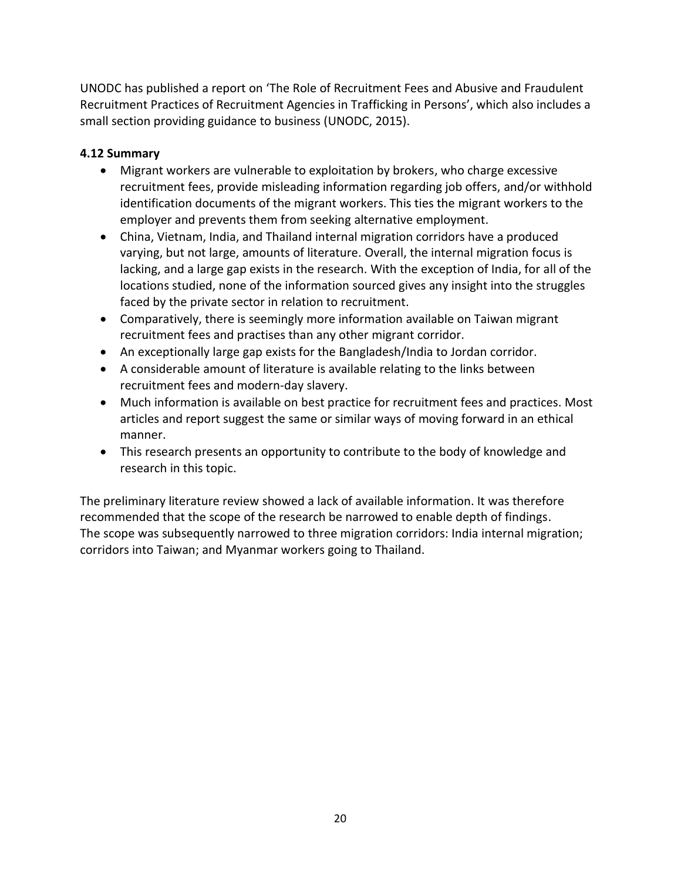UNODC has published a report on 'The Role of Recruitment Fees and Abusive and Fraudulent Recruitment Practices of Recruitment Agencies in Trafficking in Persons', which also includes a small section providing guidance to business (UNODC, 2015).

### 4.12 Summary

- Migrant workers are vulnerable to exploitation by brokers, who charge excessive recruitment fees, provide misleading information regarding job offers, and/or withhold identification documents of the migrant workers. This ties the migrant workers to the employer and prevents them from seeking alternative employment.
- China, Vietnam, India, and Thailand internal migration corridors have a produced varying, but not large, amounts of literature. Overall, the internal migration focus is lacking, and a large gap exists in the research. With the exception of India, for all of the locations studied, none of the information sourced gives any insight into the struggles faced by the private sector in relation to recruitment.
- Comparatively, there is seemingly more information available on Taiwan migrant recruitment fees and practises than any other migrant corridor.
- An exceptionally large gap exists for the Bangladesh/India to Jordan corridor.
- A considerable amount of literature is available relating to the links between recruitment fees and modern-day slavery.
- Much information is available on best practice for recruitment fees and practices. Most articles and report suggest the same or similar ways of moving forward in an ethical manner.
- This research presents an opportunity to contribute to the body of knowledge and research in this topic.

The preliminary literature review showed a lack of available information. It was therefore recommended that the scope of the research be narrowed to enable depth of findings. The scope was subsequently narrowed to three migration corridors: India internal migration; corridors into Taiwan; and Myanmar workers going to Thailand.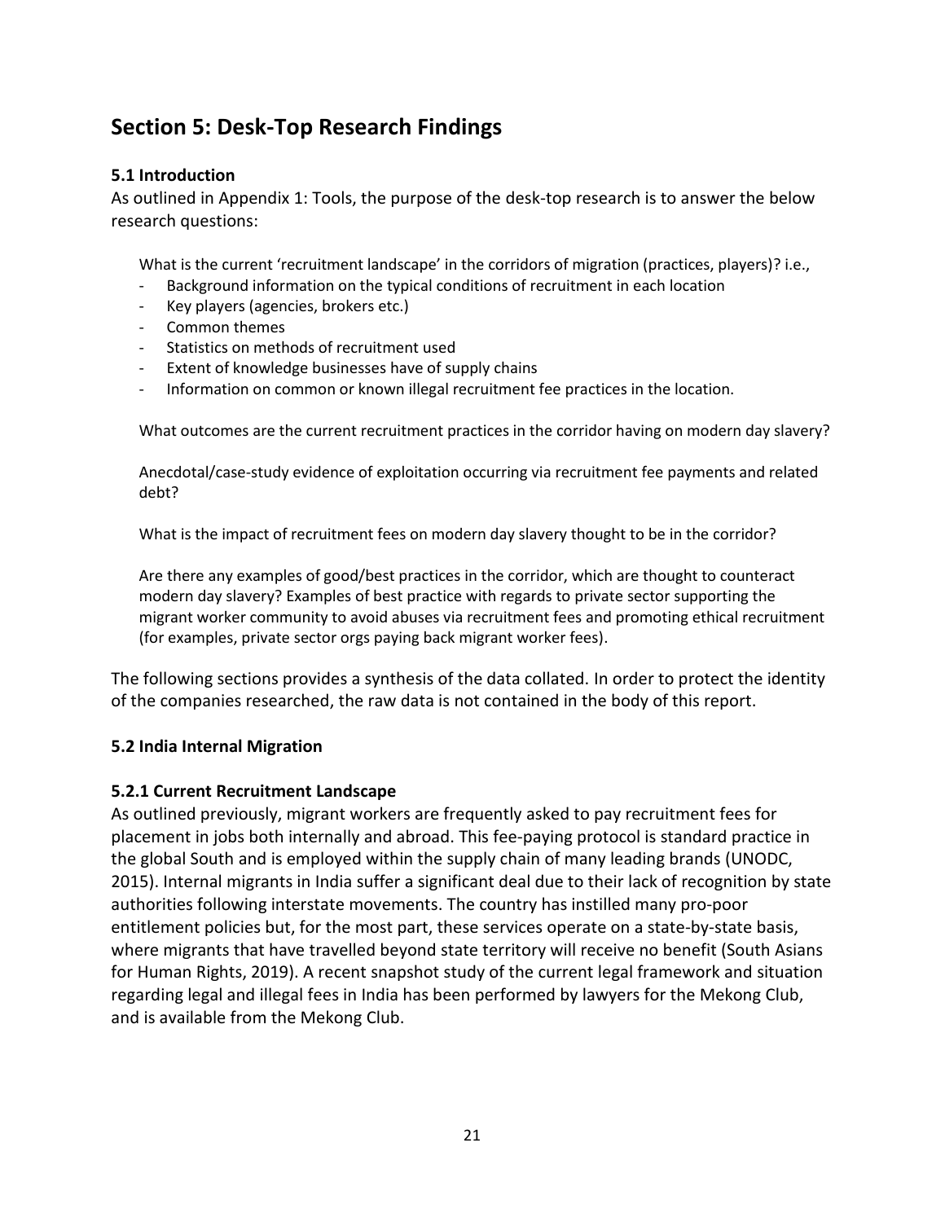## Section 5: Desk-Top Research Findings

### 5.1 Introduction

As outlined in Appendix 1: Tools, the purpose of the desk-top research is to answer the below research questions:

What is the current 'recruitment landscape' in the corridors of migration (practices, players)? i.e.,

- Background information on the typical conditions of recruitment in each location
- Key players (agencies, brokers etc.)
- Common themes
- Statistics on methods of recruitment used
- Extent of knowledge businesses have of supply chains
- Information on common or known illegal recruitment fee practices in the location.

What outcomes are the current recruitment practices in the corridor having on modern day slavery?

Anecdotal/case-study evidence of exploitation occurring via recruitment fee payments and related debt?

What is the impact of recruitment fees on modern day slavery thought to be in the corridor?

Are there any examples of good/best practices in the corridor, which are thought to counteract modern day slavery? Examples of best practice with regards to private sector supporting the migrant worker community to avoid abuses via recruitment fees and promoting ethical recruitment (for examples, private sector orgs paying back migrant worker fees).

The following sections provides a synthesis of the data collated. In order to protect the identity of the companies researched, the raw data is not contained in the body of this report.

### 5.2 India Internal Migration

#### 5.2.1 Current Recruitment Landscape

As outlined previously, migrant workers are frequently asked to pay recruitment fees for placement in jobs both internally and abroad. This fee-paying protocol is standard practice in the global South and is employed within the supply chain of many leading brands (UNODC, 2015). Internal migrants in India suffer a significant deal due to their lack of recognition by state authorities following interstate movements. The country has instilled many pro-poor entitlement policies but, for the most part, these services operate on a state-by-state basis, where migrants that have travelled beyond state territory will receive no benefit (South Asians for Human Rights, 2019). A recent snapshot study of the current legal framework and situation regarding legal and illegal fees in India has been performed by lawyers for the Mekong Club, and is available from the Mekong Club.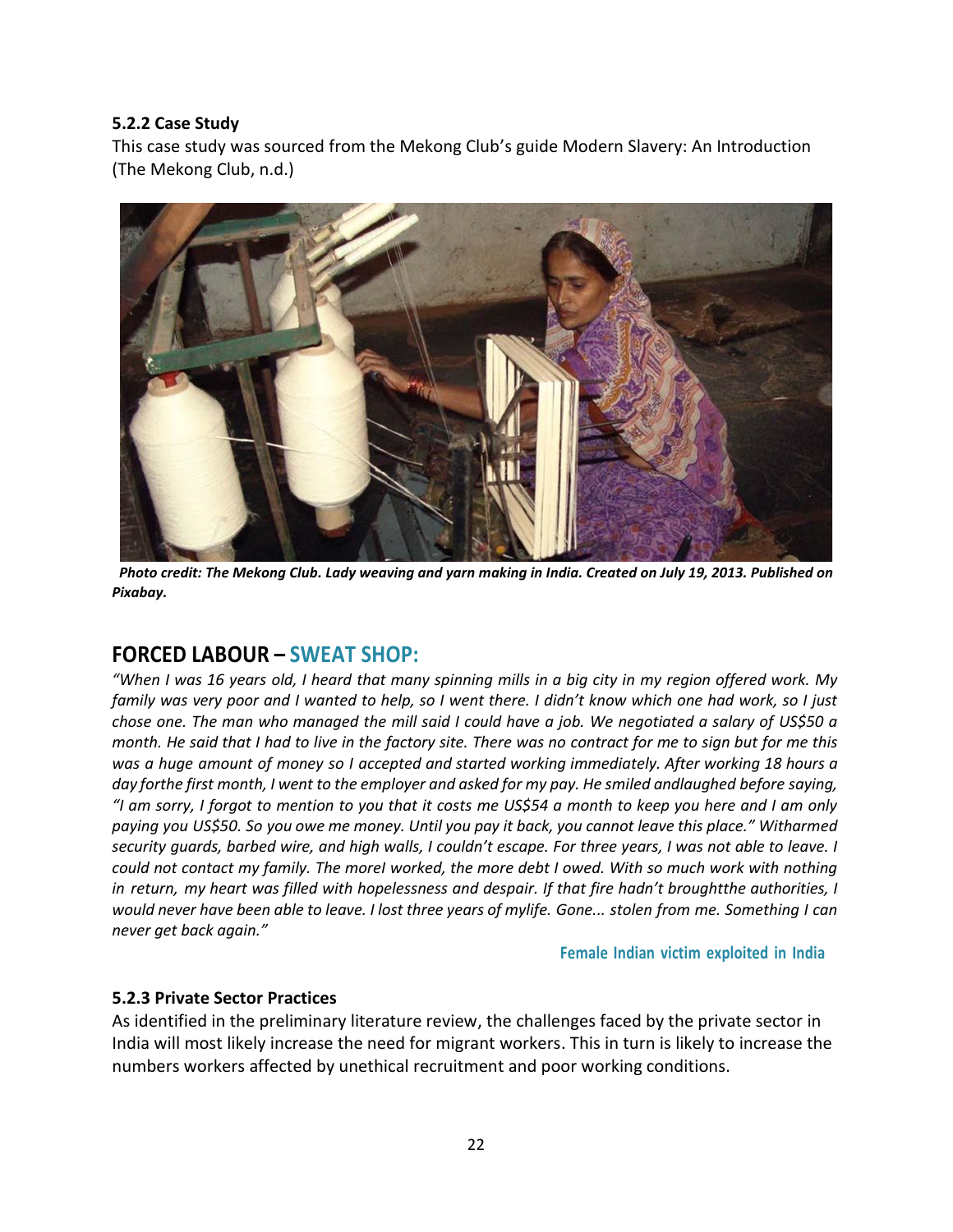### 5.2.2 Case Study

This case study was sourced from the Mekong Club's guide Modern Slavery: An Introduction (The Mekong Club, n.d.)

***Photo credit: The Mekong Club. Lady weaving and yarn making in India. Created on July 19, 2013. Published on Pixabay.***

## FORCED LABOUR – SWEAT SHOP:

*"When I was 16 years old, I heard that many spinning mills in a big city in my region offered work. My family was very poor and I wanted to help, so I went there. I didn't know which one had work, so I just chose one. The man who managed the mill said I could have a job. We negotiated a salary of US$50 a month. He said that I had to live in the factory site. There was no contract for me to sign but for me this was a huge amount of money so I accepted and started working immediately. After working 18 hours a day forthe first month, I went to the employer and asked for my pay. He smiled andlaughed before saying, "I am sorry, I forgot to mention to you that it costs me US$54 a month to keep you here and I am only paying you US$50. So you owe me money. Until you pay it back, you cannot leave this place." Witharmed security guards, barbed wire, and high walls, I couldn't escape. For three years, I was not able to leave. I could not contact my family. The moreI worked, the more debt I owed. With so much work with nothing in return, my heart was filled with hopelessness and despair. If that fire hadn't broughtthe authorities, I would never have been able to leave. I lost three years of mylife. Gone... stolen from me. Something I can never get back again."*

**Female Indian victim exploited in India**

### 5.2.3 Private Sector Practices

As identified in the preliminary literature review, the challenges faced by the private sector in India will most likely increase the need for migrant workers. This in turn is likely to increase the numbers workers affected by unethical recruitment and poor working conditions.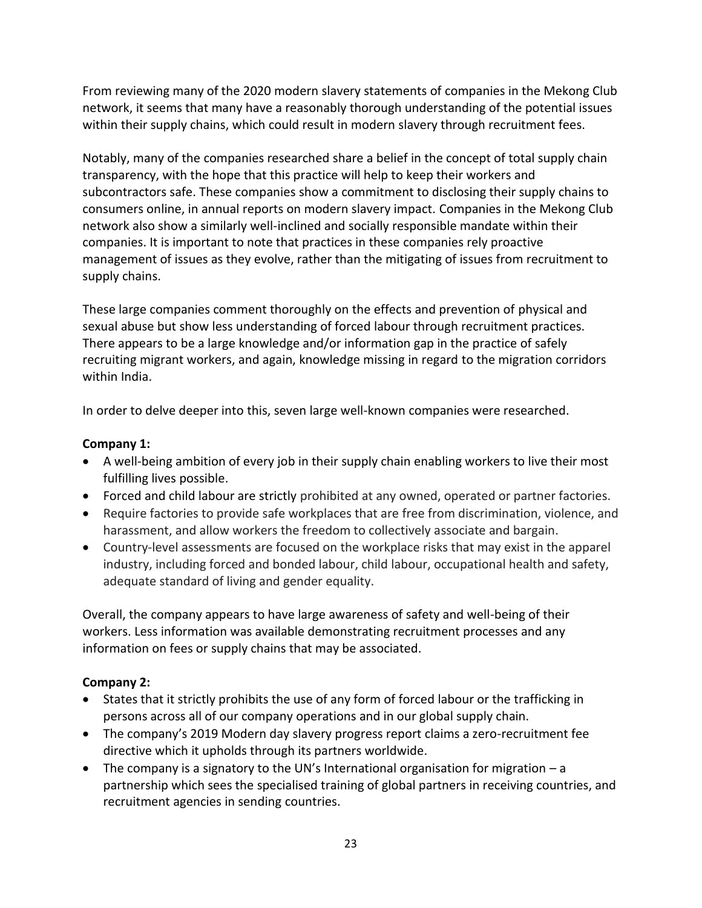From reviewing many of the 2020 modern slavery statements of companies in the Mekong Club network, it seems that many have a reasonably thorough understanding of the potential issues within their supply chains, which could result in modern slavery through recruitment fees.

Notably, many of the companies researched share a belief in the concept of total supply chain transparency, with the hope that this practice will help to keep their workers and subcontractors safe. These companies show a commitment to disclosing their supply chains to consumers online, in annual reports on modern slavery impact. Companies in the Mekong Club network also show a similarly well-inclined and socially responsible mandate within their companies. It is important to note that practices in these companies rely proactive management of issues as they evolve, rather than the mitigating of issues from recruitment to supply chains.

These large companies comment thoroughly on the effects and prevention of physical and sexual abuse but show less understanding of forced labour through recruitment practices. There appears to be a large knowledge and/or information gap in the practice of safely recruiting migrant workers, and again, knowledge missing in regard to the migration corridors within India.

In order to delve deeper into this, seven large well-known companies were researched.

**Company 1:**

- A well-being ambition of every job in their supply chain enabling workers to live their most fulfilling lives possible.
- Forced and child labour are strictly prohibited at any owned, operated or partner factories.
- Require factories to provide safe workplaces that are free from discrimination, violence, and harassment, and allow workers the freedom to collectively associate and bargain.
- Country-level assessments are focused on the workplace risks that may exist in the apparel industry, including forced and bonded labour, child labour, occupational health and safety, adequate standard of living and gender equality.

Overall, the company appears to have large awareness of safety and well-being of their workers. Less information was available demonstrating recruitment processes and any information on fees or supply chains that may be associated.

**Company 2:**

- States that it strictly prohibits the use of any form of forced labour or the trafficking in persons across all of our company operations and in our global supply chain.
- The company's 2019 Modern day slavery progress report claims a zero-recruitment fee directive which it upholds through its partners worldwide.
- The company is a signatory to the UN's International organisation for migration – a partnership which sees the specialised training of global partners in receiving countries, and recruitment agencies in sending countries.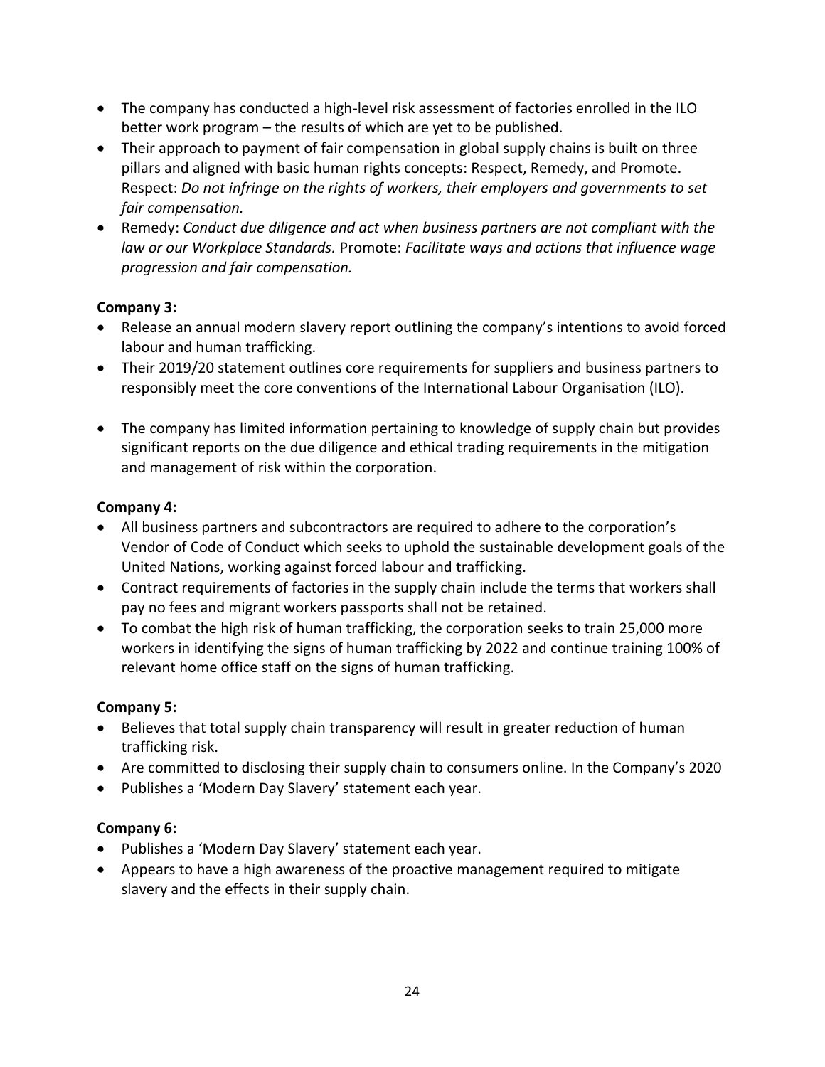- The company has conducted a high-level risk assessment of factories enrolled in the ILO better work program – the results of which are yet to be published.
- Their approach to payment of fair compensation in global supply chains is built on three pillars and aligned with basic human rights concepts: Respect, Remedy, and Promote. Respect: *Do not infringe on the rights of workers, their employers and governments to set fair compensation.*
- Remedy: *Conduct due diligence and act when business partners are not compliant with the law or our Workplace Standards.* Promote: *Facilitate ways and actions that influence wage progression and fair compensation.*

**Company 3:**

- Release an annual modern slavery report outlining the company's intentions to avoid forced labour and human trafficking.
- Their 2019/20 statement outlines core requirements for suppliers and business partners to responsibly meet the core conventions of the International Labour Organisation (ILO).
- The company has limited information pertaining to knowledge of supply chain but provides significant reports on the due diligence and ethical trading requirements in the mitigation and management of risk within the corporation.

**Company 4:**

- All business partners and subcontractors are required to adhere to the corporation's Vendor of Code of Conduct which seeks to uphold the sustainable development goals of the United Nations, working against forced labour and trafficking.
- Contract requirements of factories in the supply chain include the terms that workers shall pay no fees and migrant workers passports shall not be retained.
- To combat the high risk of human trafficking, the corporation seeks to train 25,000 more workers in identifying the signs of human trafficking by 2022 and continue training 100% of relevant home office staff on the signs of human trafficking.

**Company 5:**

- Believes that total supply chain transparency will result in greater reduction of human trafficking risk.
- Are committed to disclosing their supply chain to consumers online. In the Company's 2020
- Publishes a 'Modern Day Slavery' statement each year.

**Company 6:**

- Publishes a 'Modern Day Slavery' statement each year.
- Appears to have a high awareness of the proactive management required to mitigate slavery and the effects in their supply chain.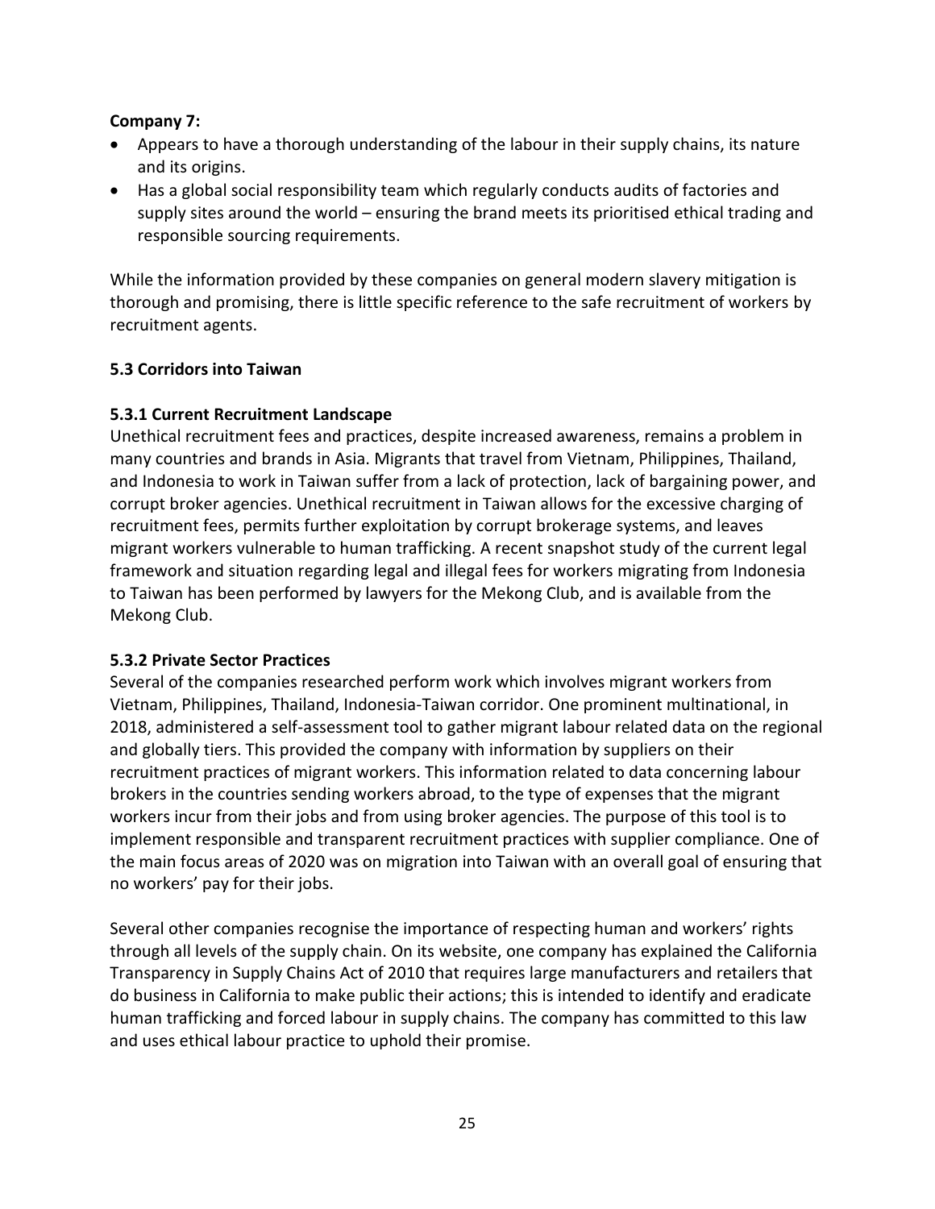**Company 7:**

- Appears to have a thorough understanding of the labour in their supply chains, its nature and its origins.
- Has a global social responsibility team which regularly conducts audits of factories and supply sites around the world – ensuring the brand meets its prioritised ethical trading and responsible sourcing requirements.

While the information provided by these companies on general modern slavery mitigation is thorough and promising, there is little specific reference to the safe recruitment of workers by recruitment agents.

### 5.3 Corridors into Taiwan

#### 5.3.1 Current Recruitment Landscape

Unethical recruitment fees and practices, despite increased awareness, remains a problem in many countries and brands in Asia. Migrants that travel from Vietnam, Philippines, Thailand, and Indonesia to work in Taiwan suffer from a lack of protection, lack of bargaining power, and corrupt broker agencies. Unethical recruitment in Taiwan allows for the excessive charging of recruitment fees, permits further exploitation by corrupt brokerage systems, and leaves migrant workers vulnerable to human trafficking. A recent snapshot study of the current legal framework and situation regarding legal and illegal fees for workers migrating from Indonesia to Taiwan has been performed by lawyers for the Mekong Club, and is available from the Mekong Club.

#### 5.3.2 Private Sector Practices

Several of the companies researched perform work which involves migrant workers from Vietnam, Philippines, Thailand, Indonesia-Taiwan corridor. One prominent multinational, in 2018, administered a self-assessment tool to gather migrant labour related data on the regional and globally tiers. This provided the company with information by suppliers on their recruitment practices of migrant workers. This information related to data concerning labour brokers in the countries sending workers abroad, to the type of expenses that the migrant workers incur from their jobs and from using broker agencies. The purpose of this tool is to implement responsible and transparent recruitment practices with supplier compliance. One of the main focus areas of 2020 was on migration into Taiwan with an overall goal of ensuring that no workers' pay for their jobs.

Several other companies recognise the importance of respecting human and workers' rights through all levels of the supply chain. On its website, one company has explained the California Transparency in Supply Chains Act of 2010 that requires large manufacturers and retailers that do business in California to make public their actions; this is intended to identify and eradicate human trafficking and forced labour in supply chains. The company has committed to this law and uses ethical labour practice to uphold their promise.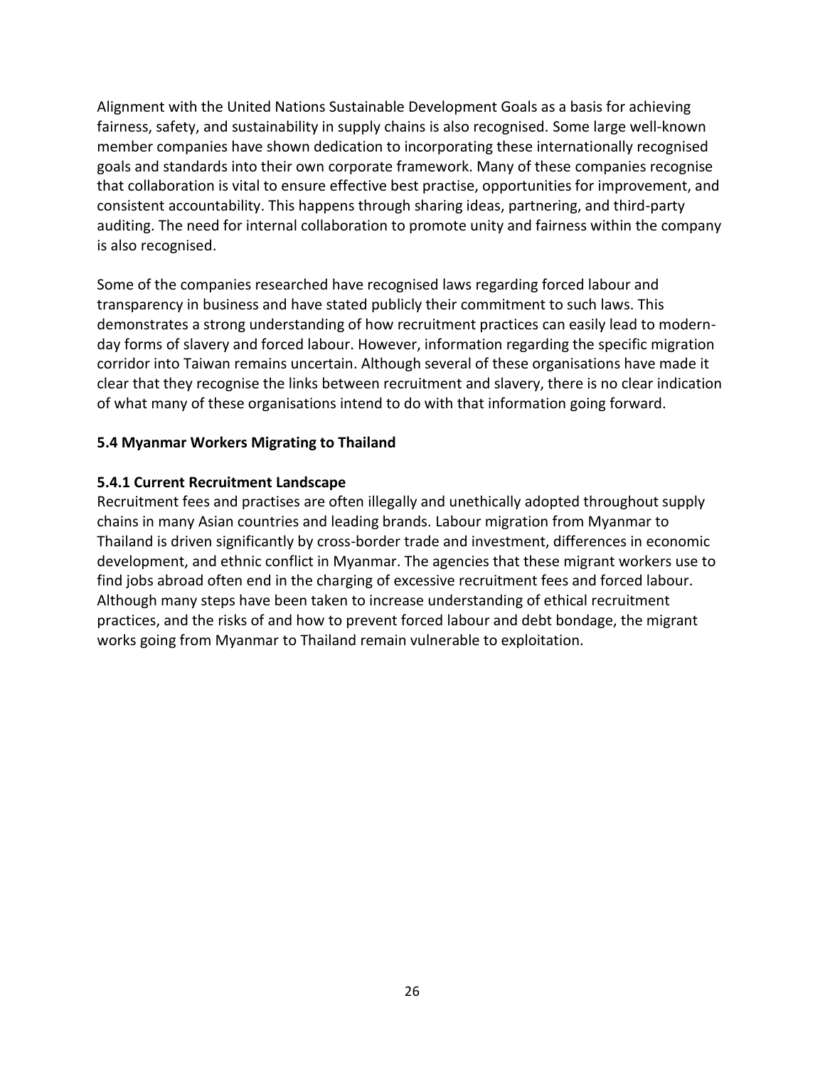Alignment with the United Nations Sustainable Development Goals as a basis for achieving fairness, safety, and sustainability in supply chains is also recognised. Some large well-known member companies have shown dedication to incorporating these internationally recognised goals and standards into their own corporate framework. Many of these companies recognise that collaboration is vital to ensure effective best practise, opportunities for improvement, and consistent accountability. This happens through sharing ideas, partnering, and third-party auditing. The need for internal collaboration to promote unity and fairness within the company is also recognised.

Some of the companies researched have recognised laws regarding forced labour and transparency in business and have stated publicly their commitment to such laws. This demonstrates a strong understanding of how recruitment practices can easily lead to modern-day forms of slavery and forced labour. However, information regarding the specific migration corridor into Taiwan remains uncertain. Although several of these organisations have made it clear that they recognise the links between recruitment and slavery, there is no clear indication of what many of these organisations intend to do with that information going forward.

### 5.4 Myanmar Workers Migrating to Thailand

#### 5.4.1 Current Recruitment Landscape

Recruitment fees and practises are often illegally and unethically adopted throughout supply chains in many Asian countries and leading brands. Labour migration from Myanmar to Thailand is driven significantly by cross-border trade and investment, differences in economic development, and ethnic conflict in Myanmar. The agencies that these migrant workers use to find jobs abroad often end in the charging of excessive recruitment fees and forced labour. Although many steps have been taken to increase understanding of ethical recruitment practices, and the risks of and how to prevent forced labour and debt bondage, the migrant works going from Myanmar to Thailand remain vulnerable to exploitation.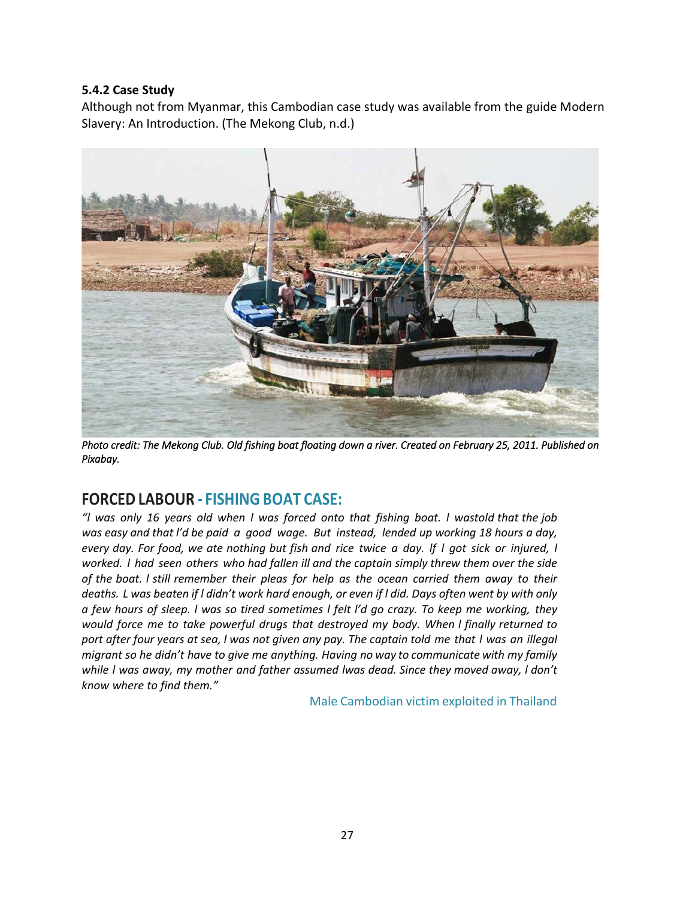**5.4.2 Case Study**

Although not from Myanmar, this Cambodian case study was available from the guide Modern Slavery: An Introduction. (The Mekong Club, n.d.)

*Photo credit: The Mekong Club. Old fishing boat floating down a river. Created on February 25, 2011. Published on Pixabay.*

## FORCED LABOUR - FISHING BOAT CASE:

*"I was only 16 years old when I was forced onto that fishing boat. I wastold that the job was easy and that I'd be paid a good wage. But instead, lended up working 18 hours a day, every day. For food, we ate nothing but fish and rice twice a day. If I got sick or injured, I worked. I had seen others who had fallen ill and the captain simply threw them over the side of the boat. I still remember their pleas for help as the ocean carried them away to their deaths. L was beaten if I didn't work hard enough, or even if I did. Days often went by with only a few hours of sleep. I was so tired sometimes I felt I'd go crazy. To keep me working, they would force me to take powerful drugs that destroyed my body. When I finally returned to port after four years at sea, I was not given any pay. The captain told me that I was an illegal migrant so he didn't have to give me anything. Having no way to communicate with my family while I was away, my mother and father assumed Iwas dead. Since they moved away, I don't know where to find them."*

Male Cambodian victim exploited in Thailand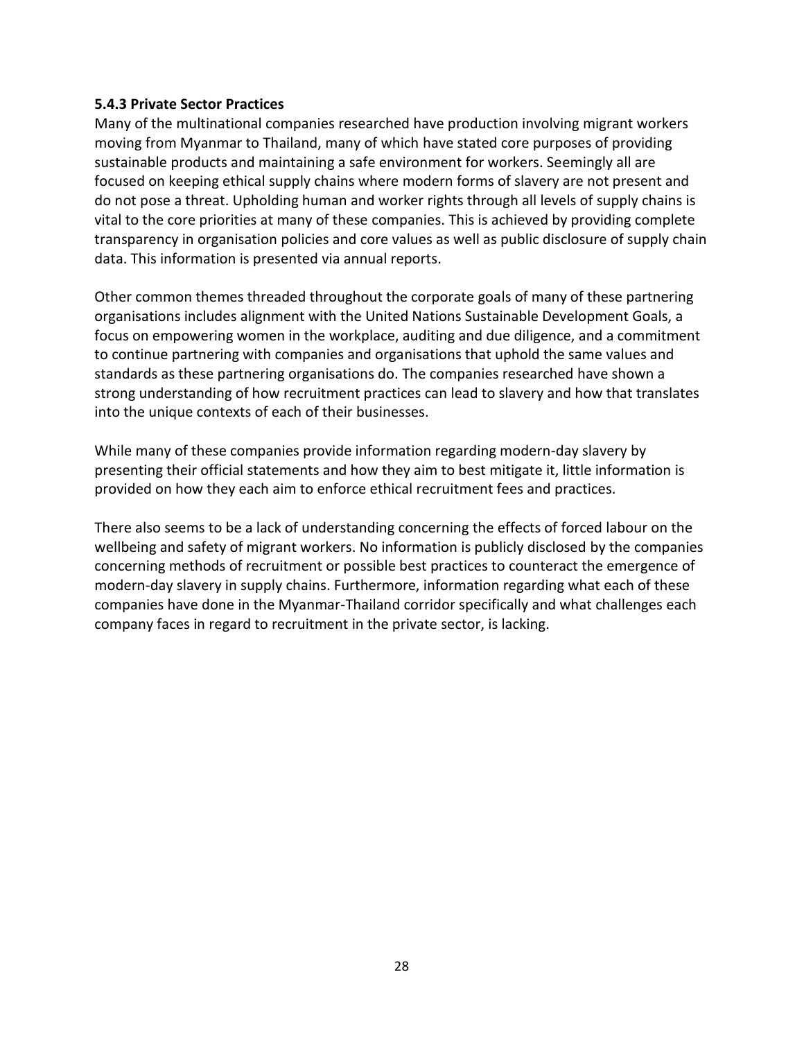### 5.4.3 Private Sector Practices

Many of the multinational companies researched have production involving migrant workers moving from Myanmar to Thailand, many of which have stated core purposes of providing sustainable products and maintaining a safe environment for workers. Seemingly all are focused on keeping ethical supply chains where modern forms of slavery are not present and do not pose a threat. Upholding human and worker rights through all levels of supply chains is vital to the core priorities at many of these companies. This is achieved by providing complete transparency in organisation policies and core values as well as public disclosure of supply chain data. This information is presented via annual reports.

Other common themes threaded throughout the corporate goals of many of these partnering organisations includes alignment with the United Nations Sustainable Development Goals, a focus on empowering women in the workplace, auditing and due diligence, and a commitment to continue partnering with companies and organisations that uphold the same values and standards as these partnering organisations do. The companies researched have shown a strong understanding of how recruitment practices can lead to slavery and how that translates into the unique contexts of each of their businesses.

While many of these companies provide information regarding modern-day slavery by presenting their official statements and how they aim to best mitigate it, little information is provided on how they each aim to enforce ethical recruitment fees and practices.

There also seems to be a lack of understanding concerning the effects of forced labour on the wellbeing and safety of migrant workers. No information is publicly disclosed by the companies concerning methods of recruitment or possible best practices to counteract the emergence of modern-day slavery in supply chains. Furthermore, information regarding what each of these companies have done in the Myanmar-Thailand corridor specifically and what challenges each company faces in regard to recruitment in the private sector, is lacking.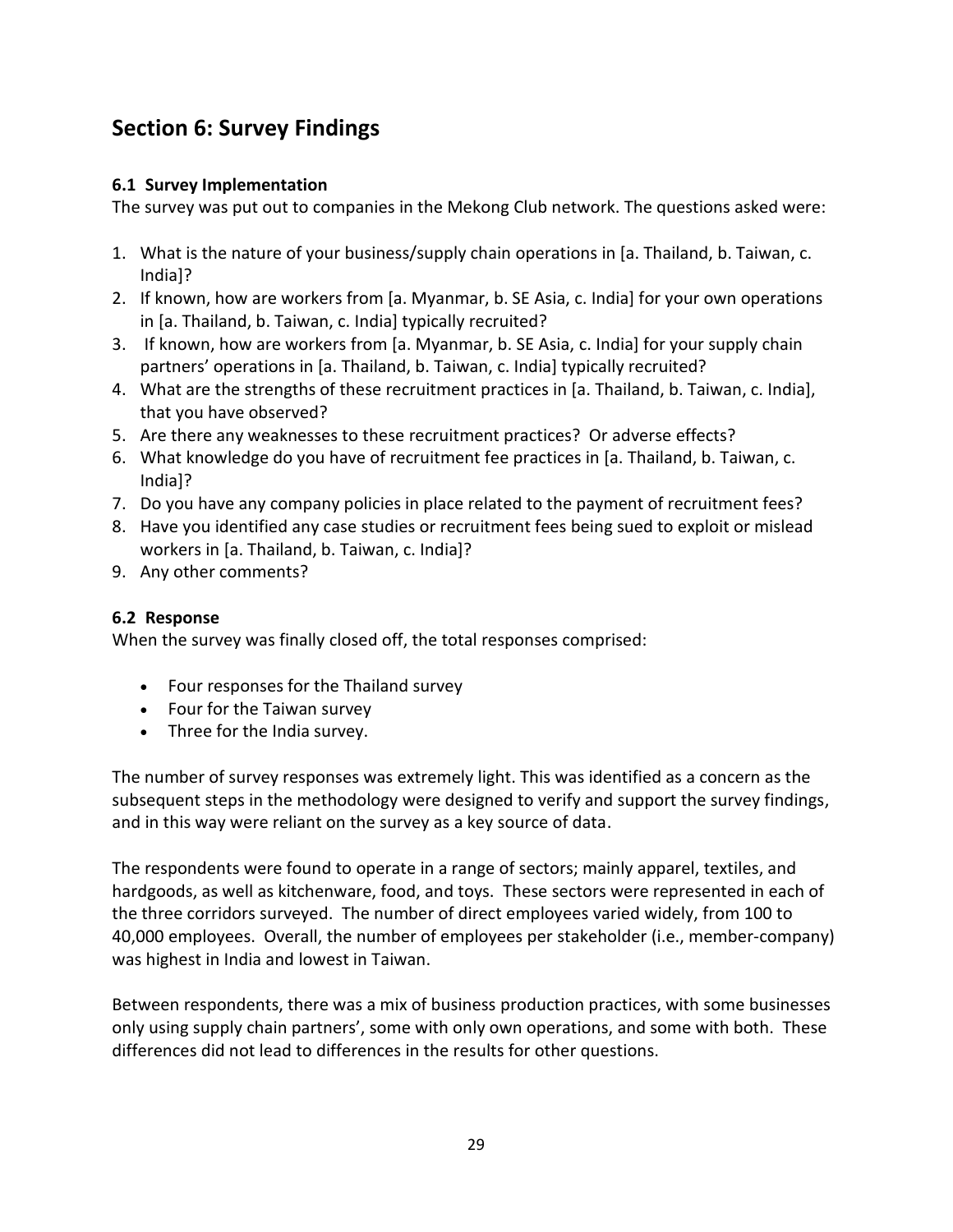## Section 6: Survey Findings

### 6.1 Survey Implementation

The survey was put out to companies in the Mekong Club network. The questions asked were:

1. What is the nature of your business/supply chain operations in [a. Thailand, b. Taiwan, c. India]?
2. If known, how are workers from [a. Myanmar, b. SE Asia, c. India] for your own operations in [a. Thailand, b. Taiwan, c. India] typically recruited?
3. If known, how are workers from [a. Myanmar, b. SE Asia, c. India] for your supply chain partners' operations in [a. Thailand, b. Taiwan, c. India] typically recruited?
4. What are the strengths of these recruitment practices in [a. Thailand, b. Taiwan, c. India], that you have observed?
5. Are there any weaknesses to these recruitment practices? Or adverse effects?
6. What knowledge do you have of recruitment fee practices in [a. Thailand, b. Taiwan, c. India]?
7. Do you have any company policies in place related to the payment of recruitment fees?
8. Have you identified any case studies or recruitment fees being sued to exploit or mislead workers in [a. Thailand, b. Taiwan, c. India]?
9. Any other comments?

### 6.2 Response

When the survey was finally closed off, the total responses comprised:

- Four responses for the Thailand survey
- Four for the Taiwan survey
- Three for the India survey.

The number of survey responses was extremely light. This was identified as a concern as the subsequent steps in the methodology were designed to verify and support the survey findings, and in this way were reliant on the survey as a key source of data.

The respondents were found to operate in a range of sectors; mainly apparel, textiles, and hardgoods, as well as kitchenware, food, and toys. These sectors were represented in each of the three corridors surveyed. The number of direct employees varied widely, from 100 to 40,000 employees. Overall, the number of employees per stakeholder (i.e., member-company) was highest in India and lowest in Taiwan.

Between respondents, there was a mix of business production practices, with some businesses only using supply chain partners', some with only own operations, and some with both. These differences did not lead to differences in the results for other questions.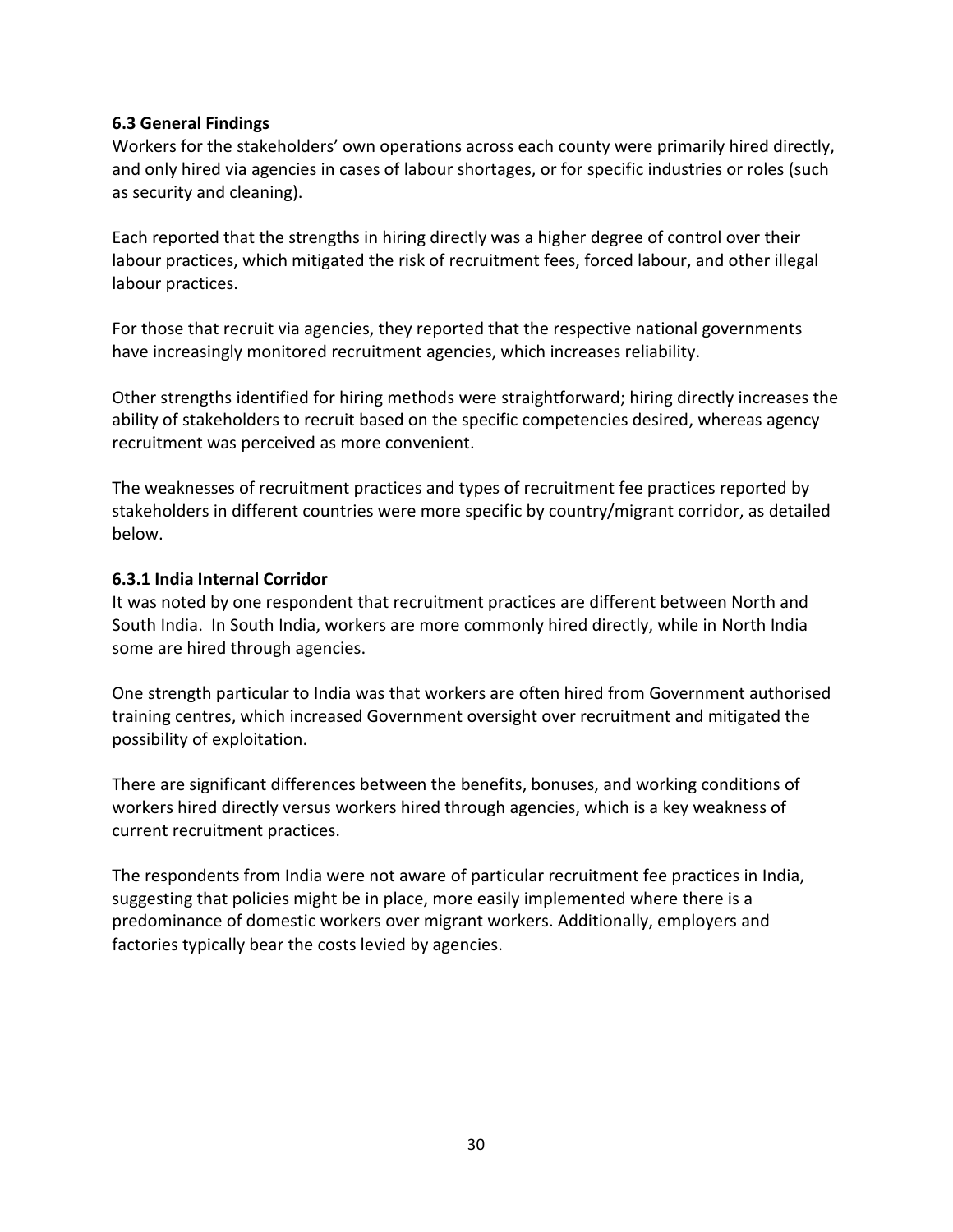### 6.3 General Findings

Workers for the stakeholders' own operations across each county were primarily hired directly, and only hired via agencies in cases of labour shortages, or for specific industries or roles (such as security and cleaning).

Each reported that the strengths in hiring directly was a higher degree of control over their labour practices, which mitigated the risk of recruitment fees, forced labour, and other illegal labour practices.

For those that recruit via agencies, they reported that the respective national governments have increasingly monitored recruitment agencies, which increases reliability.

Other strengths identified for hiring methods were straightforward; hiring directly increases the ability of stakeholders to recruit based on the specific competencies desired, whereas agency recruitment was perceived as more convenient.

The weaknesses of recruitment practices and types of recruitment fee practices reported by stakeholders in different countries were more specific by country/migrant corridor, as detailed below.

#### 6.3.1 India Internal Corridor

It was noted by one respondent that recruitment practices are different between North and South India. In South India, workers are more commonly hired directly, while in North India some are hired through agencies.

One strength particular to India was that workers are often hired from Government authorised training centres, which increased Government oversight over recruitment and mitigated the possibility of exploitation.

There are significant differences between the benefits, bonuses, and working conditions of workers hired directly versus workers hired through agencies, which is a key weakness of current recruitment practices.

The respondents from India were not aware of particular recruitment fee practices in India, suggesting that policies might be in place, more easily implemented where there is a predominance of domestic workers over migrant workers. Additionally, employers and factories typically bear the costs levied by agencies.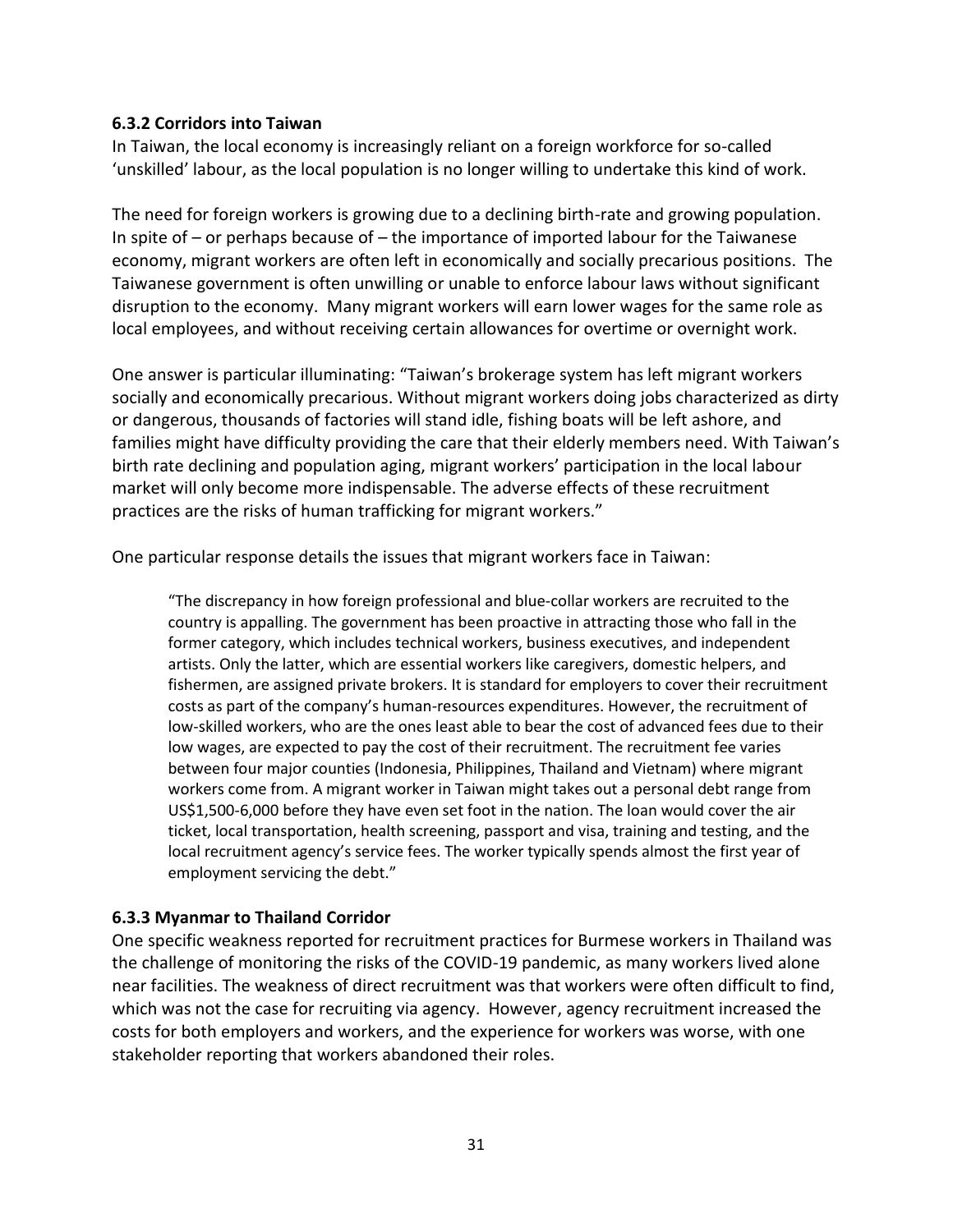### 6.3.2 Corridors into Taiwan

In Taiwan, the local economy is increasingly reliant on a foreign workforce for so-called 'unskilled' labour, as the local population is no longer willing to undertake this kind of work.

The need for foreign workers is growing due to a declining birth-rate and growing population. In spite of – or perhaps because of – the importance of imported labour for the Taiwanese economy, migrant workers are often left in economically and socially precarious positions. The Taiwanese government is often unwilling or unable to enforce labour laws without significant disruption to the economy. Many migrant workers will earn lower wages for the same role as local employees, and without receiving certain allowances for overtime or overnight work.

One answer is particular illuminating: "Taiwan's brokerage system has left migrant workers socially and economically precarious. Without migrant workers doing jobs characterized as dirty or dangerous, thousands of factories will stand idle, fishing boats will be left ashore, and families might have difficulty providing the care that their elderly members need. With Taiwan's birth rate declining and population aging, migrant workers' participation in the local labour market will only become more indispensable. The adverse effects of these recruitment practices are the risks of human trafficking for migrant workers."

One particular response details the issues that migrant workers face in Taiwan:

> "The discrepancy in how foreign professional and blue-collar workers are recruited to the country is appalling. The government has been proactive in attracting those who fall in the former category, which includes technical workers, business executives, and independent artists. Only the latter, which are essential workers like caregivers, domestic helpers, and fishermen, are assigned private brokers. It is standard for employers to cover their recruitment costs as part of the company's human-resources expenditures. However, the recruitment of low-skilled workers, who are the ones least able to bear the cost of advanced fees due to their low wages, are expected to pay the cost of their recruitment. The recruitment fee varies between four major counties (Indonesia, Philippines, Thailand and Vietnam) where migrant workers come from. A migrant worker in Taiwan might takes out a personal debt range from US$1,500-6,000 before they have even set foot in the nation. The loan would cover the air ticket, local transportation, health screening, passport and visa, training and testing, and the local recruitment agency's service fees. The worker typically spends almost the first year of employment servicing the debt."

### 6.3.3 Myanmar to Thailand Corridor

One specific weakness reported for recruitment practices for Burmese workers in Thailand was the challenge of monitoring the risks of the COVID-19 pandemic, as many workers lived alone near facilities. The weakness of direct recruitment was that workers were often difficult to find, which was not the case for recruiting via agency. However, agency recruitment increased the costs for both employers and workers, and the experience for workers was worse, with one stakeholder reporting that workers abandoned their roles.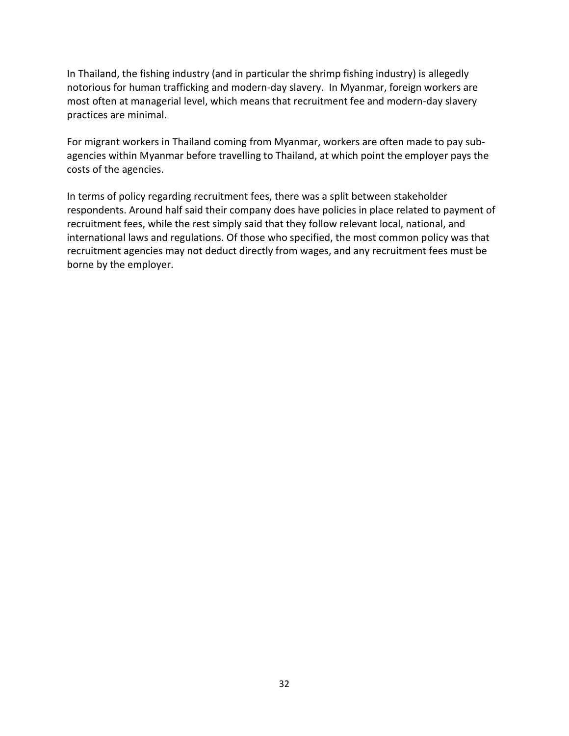In Thailand, the fishing industry (and in particular the shrimp fishing industry) is allegedly notorious for human trafficking and modern-day slavery. In Myanmar, foreign workers are most often at managerial level, which means that recruitment fee and modern-day slavery practices are minimal.

For migrant workers in Thailand coming from Myanmar, workers are often made to pay sub-agencies within Myanmar before travelling to Thailand, at which point the employer pays the costs of the agencies.

In terms of policy regarding recruitment fees, there was a split between stakeholder respondents. Around half said their company does have policies in place related to payment of recruitment fees, while the rest simply said that they follow relevant local, national, and international laws and regulations. Of those who specified, the most common policy was that recruitment agencies may not deduct directly from wages, and any recruitment fees must be borne by the employer.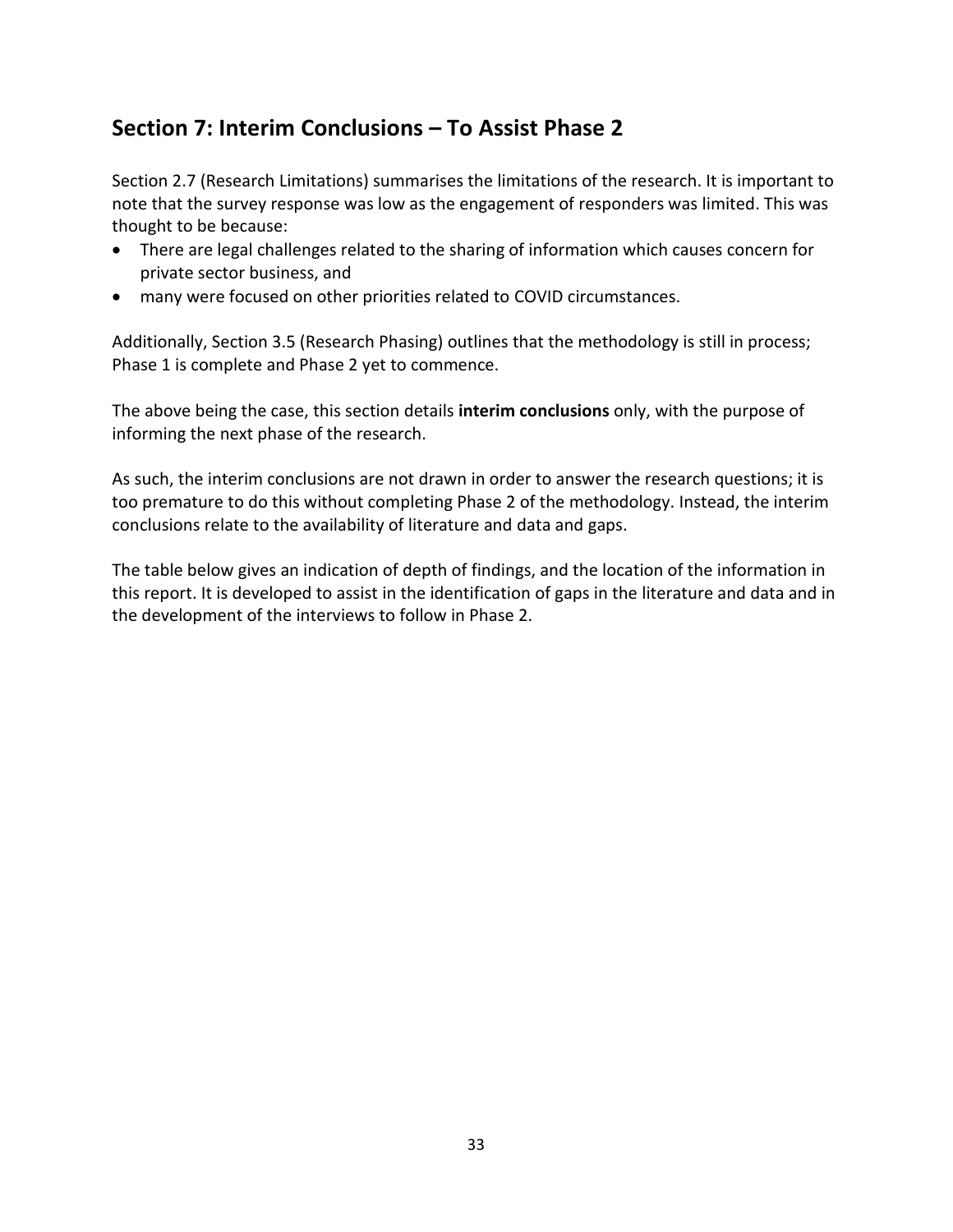## Section 7: Interim Conclusions – To Assist Phase 2

Section 2.7 (Research Limitations) summarises the limitations of the research. It is important to note that the survey response was low as the engagement of responders was limited. This was thought to be because:

- There are legal challenges related to the sharing of information which causes concern for private sector business, and
- many were focused on other priorities related to COVID circumstances.

Additionally, Section 3.5 (Research Phasing) outlines that the methodology is still in process; Phase 1 is complete and Phase 2 yet to commence.

The above being the case, this section details **interim conclusions** only, with the purpose of informing the next phase of the research.

As such, the interim conclusions are not drawn in order to answer the research questions; it is too premature to do this without completing Phase 2 of the methodology. Instead, the interim conclusions relate to the availability of literature and data and gaps.

The table below gives an indication of depth of findings, and the location of the information in this report. It is developed to assist in the identification of gaps in the literature and data and in the development of the interviews to follow in Phase 2.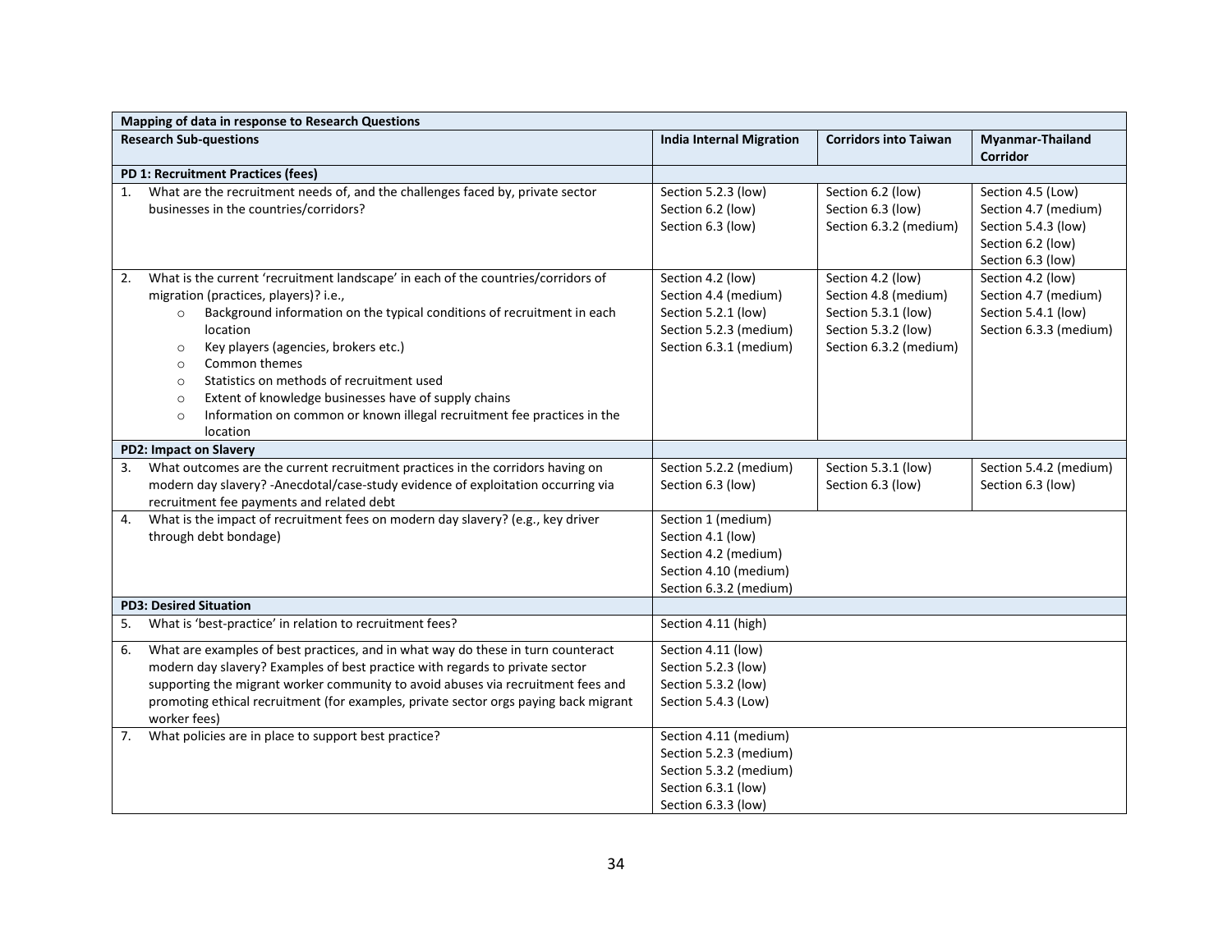| Mapping of data in response to Research Questions | | | |
|---|---|---|---|
| **Research Sub-questions** | **India Internal Migration** | **Corridors into Taiwan** | **Myanmar-Thailand Corridor** |
| **PD 1: Recruitment Practices (fees)** | | | |
| 1. What are the recruitment needs of, and the challenges faced by, private sector businesses in the countries/corridors? | Section 5.2.3 (low)<br>Section 6.2 (low)<br>Section 6.3 (low) | Section 6.2 (low)<br>Section 6.3 (low)<br>Section 6.3.2 (medium) | Section 4.5 (Low)<br>Section 4.7 (medium)<br>Section 5.4.3 (low)<br>Section 6.2 (low)<br>Section 6.3 (low) |
| 2. What is the current 'recruitment landscape' in each of the countries/corridors of migration (practices, players)? i.e.,<br>○ Background information on the typical conditions of recruitment in each location<br>○ Key players (agencies, brokers etc.)<br>○ Common themes<br>○ Statistics on methods of recruitment used<br>○ Extent of knowledge businesses have of supply chains<br>○ Information on common or known illegal recruitment fee practices in the location | Section 4.2 (low)<br>Section 4.4 (medium)<br>Section 5.2.1 (low)<br>Section 5.2.3 (medium)<br>Section 6.3.1 (medium) | Section 4.2 (low)<br>Section 4.8 (medium)<br>Section 5.3.1 (low)<br>Section 5.3.2 (low)<br>Section 6.3.2 (medium) | Section 4.2 (low)<br>Section 4.7 (medium)<br>Section 5.4.1 (low)<br>Section 6.3.3 (medium) |
| **PD2: Impact on Slavery** | | | |
| 3. What outcomes are the current recruitment practices in the corridors having on modern day slavery? -Anecdotal/case-study evidence of exploitation occurring via recruitment fee payments and related debt | Section 5.2.2 (medium)<br>Section 6.3 (low) | Section 5.3.1 (low)<br>Section 6.3 (low) | Section 5.4.2 (medium)<br>Section 6.3 (low) |
| 4. What is the impact of recruitment fees on modern day slavery? (e.g., key driver through debt bondage) | Section 1 (medium)<br>Section 4.1 (low)<br>Section 4.2 (medium)<br>Section 4.10 (medium)<br>Section 6.3.2 (medium) | | |
| **PD3: Desired Situation** | | | |
| 5. What is 'best-practice' in relation to recruitment fees? | Section 4.11 (high) | | |
| 6. What are examples of best practices, and in what way do these in turn counteract modern day slavery? Examples of best practice with regards to private sector supporting the migrant worker community to avoid abuses via recruitment fees and promoting ethical recruitment (for examples, private sector orgs paying back migrant worker fees) | Section 4.11 (low)<br>Section 5.2.3 (low)<br>Section 5.3.2 (low)<br>Section 5.4.3 (Low) | | |
| 7. What policies are in place to support best practice? | Section 4.11 (medium)<br>Section 5.2.3 (medium)<br>Section 5.3.2 (medium)<br>Section 6.3.1 (low)<br>Section 6.3.3 (low) | | |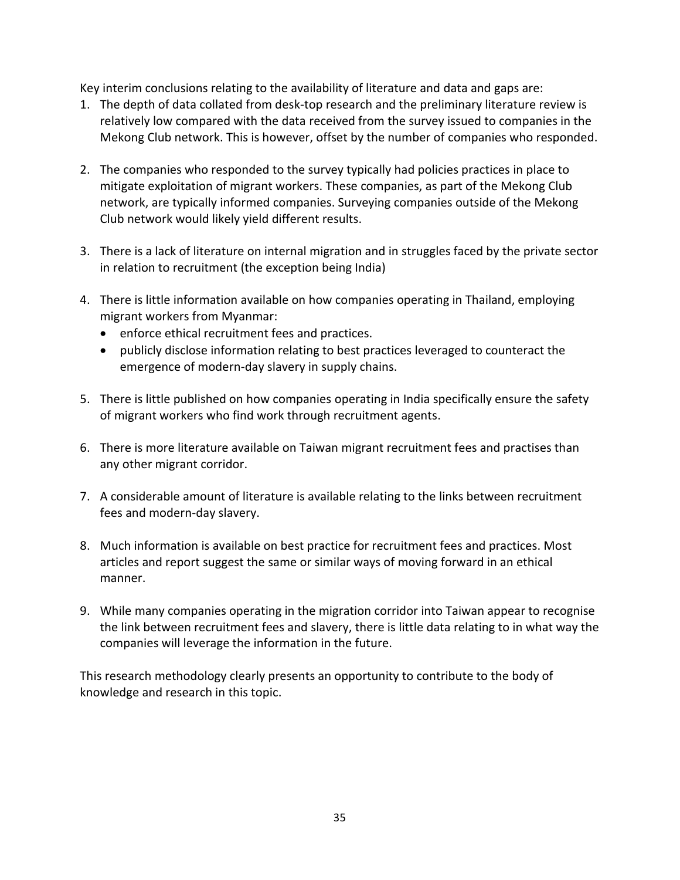Key interim conclusions relating to the availability of literature and data and gaps are:

1. The depth of data collated from desk-top research and the preliminary literature review is relatively low compared with the data received from the survey issued to companies in the Mekong Club network. This is however, offset by the number of companies who responded.

2. The companies who responded to the survey typically had policies practices in place to mitigate exploitation of migrant workers. These companies, as part of the Mekong Club network, are typically informed companies. Surveying companies outside of the Mekong Club network would likely yield different results.

3. There is a lack of literature on internal migration and in struggles faced by the private sector in relation to recruitment (the exception being India)

4. There is little information available on how companies operating in Thailand, employing migrant workers from Myanmar:
   - enforce ethical recruitment fees and practices.
   - publicly disclose information relating to best practices leveraged to counteract the emergence of modern-day slavery in supply chains.

5. There is little published on how companies operating in India specifically ensure the safety of migrant workers who find work through recruitment agents.

6. There is more literature available on Taiwan migrant recruitment fees and practises than any other migrant corridor.

7. A considerable amount of literature is available relating to the links between recruitment fees and modern-day slavery.

8. Much information is available on best practice for recruitment fees and practices. Most articles and report suggest the same or similar ways of moving forward in an ethical manner.

9. While many companies operating in the migration corridor into Taiwan appear to recognise the link between recruitment fees and slavery, there is little data relating to in what way the companies will leverage the information in the future.

This research methodology clearly presents an opportunity to contribute to the body of knowledge and research in this topic.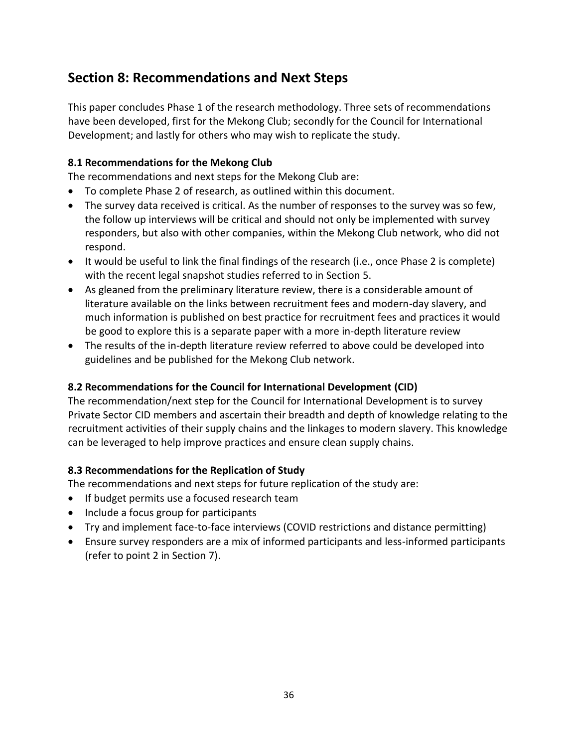## Section 8: Recommendations and Next Steps

This paper concludes Phase 1 of the research methodology. Three sets of recommendations have been developed, first for the Mekong Club; secondly for the Council for International Development; and lastly for others who may wish to replicate the study.

### 8.1 Recommendations for the Mekong Club

The recommendations and next steps for the Mekong Club are:

- To complete Phase 2 of research, as outlined within this document.
- The survey data received is critical. As the number of responses to the survey was so few, the follow up interviews will be critical and should not only be implemented with survey responders, but also with other companies, within the Mekong Club network, who did not respond.
- It would be useful to link the final findings of the research (i.e., once Phase 2 is complete) with the recent legal snapshot studies referred to in Section 5.
- As gleaned from the preliminary literature review, there is a considerable amount of literature available on the links between recruitment fees and modern-day slavery, and much information is published on best practice for recruitment fees and practices it would be good to explore this is a separate paper with a more in-depth literature review
- The results of the in-depth literature review referred to above could be developed into guidelines and be published for the Mekong Club network.

### 8.2 Recommendations for the Council for International Development (CID)

The recommendation/next step for the Council for International Development is to survey Private Sector CID members and ascertain their breadth and depth of knowledge relating to the recruitment activities of their supply chains and the linkages to modern slavery. This knowledge can be leveraged to help improve practices and ensure clean supply chains.

### 8.3 Recommendations for the Replication of Study

The recommendations and next steps for future replication of the study are:

- If budget permits use a focused research team
- Include a focus group for participants
- Try and implement face-to-face interviews (COVID restrictions and distance permitting)
- Ensure survey responders are a mix of informed participants and less-informed participants (refer to point 2 in Section 7).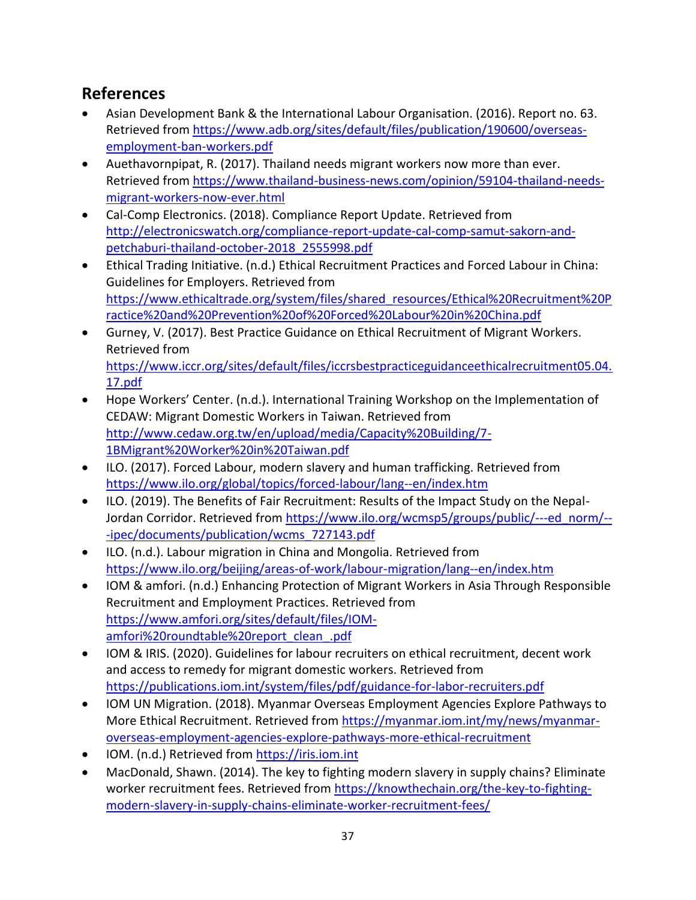## References

- Asian Development Bank & the International Labour Organisation. (2016). Report no. 63. Retrieved from https://www.adb.org/sites/default/files/publication/190600/overseas-employment-ban-workers.pdf
- Auethavornpipat, R. (2017). Thailand needs migrant workers now more than ever. Retrieved from https://www.thailand-business-news.com/opinion/59104-thailand-needs-migrant-workers-now-ever.html
- Cal-Comp Electronics. (2018). Compliance Report Update. Retrieved from http://electronicswatch.org/compliance-report-update-cal-comp-samut-sakorn-and-petchaburi-thailand-october-2018_2555998.pdf
- Ethical Trading Initiative. (n.d.) Ethical Recruitment Practices and Forced Labour in China: Guidelines for Employers. Retrieved from https://www.ethicaltrade.org/system/files/shared_resources/Ethical%20Recruitment%20Practice%20and%20Prevention%20of%20Forced%20Labour%20in%20China.pdf
- Gurney, V. (2017). Best Practice Guidance on Ethical Recruitment of Migrant Workers. Retrieved from https://www.iccr.org/sites/default/files/iccrsbestpracticeguidanceethicalrecruitment05.04.17.pdf
- Hope Workers' Center. (n.d.). International Training Workshop on the Implementation of CEDAW: Migrant Domestic Workers in Taiwan. Retrieved from http://www.cedaw.org.tw/en/upload/media/Capacity%20Building/7-1BMigrant%20Worker%20in%20Taiwan.pdf
- ILO. (2017). Forced Labour, modern slavery and human trafficking. Retrieved from https://www.ilo.org/global/topics/forced-labour/lang--en/index.htm
- ILO. (2019). The Benefits of Fair Recruitment: Results of the Impact Study on the Nepal-Jordan Corridor. Retrieved from https://www.ilo.org/wcmsp5/groups/public/---ed_norm/---ipec/documents/publication/wcms_727143.pdf
- ILO. (n.d.). Labour migration in China and Mongolia. Retrieved from https://www.ilo.org/beijing/areas-of-work/labour-migration/lang--en/index.htm
- IOM & amfori. (n.d.) Enhancing Protection of Migrant Workers in Asia Through Responsible Recruitment and Employment Practices. Retrieved from https://www.amfori.org/sites/default/files/IOM-amfori%20roundtable%20report_clean_.pdf
- IOM & IRIS. (2020). Guidelines for labour recruiters on ethical recruitment, decent work and access to remedy for migrant domestic workers. Retrieved from https://publications.iom.int/system/files/pdf/guidance-for-labor-recruiters.pdf
- IOM UN Migration. (2018). Myanmar Overseas Employment Agencies Explore Pathways to More Ethical Recruitment. Retrieved from https://myanmar.iom.int/my/news/myanmar-overseas-employment-agencies-explore-pathways-more-ethical-recruitment
- IOM. (n.d.) Retrieved from https://iris.iom.int
- MacDonald, Shawn. (2014). The key to fighting modern slavery in supply chains? Eliminate worker recruitment fees. Retrieved from https://knowthechain.org/the-key-to-fighting-modern-slavery-in-supply-chains-eliminate-worker-recruitment-fees/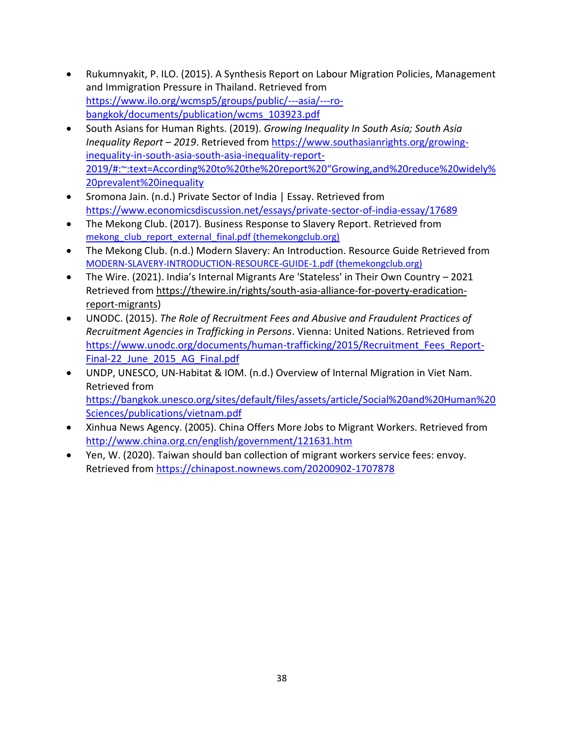- Rukumnyakit, P. ILO. (2015). A Synthesis Report on Labour Migration Policies, Management and Immigration Pressure in Thailand. Retrieved from https://www.ilo.org/wcmsp5/groups/public/---asia/---ro-bangkok/documents/publication/wcms_103923.pdf
- South Asians for Human Rights. (2019). *Growing Inequality In South Asia; South Asia Inequality Report – 2019*. Retrieved from https://www.southasianrights.org/growing-inequality-in-south-asia-south-asia-inequality-report-2019/#:~:text=According%20to%20the%20report%20"Growing,and%20reduce%20widely%20prevalent%20inequality
- Sromona Jain. (n.d.) Private Sector of India | Essay. Retrieved from https://www.economicsdiscussion.net/essays/private-sector-of-india-essay/17689
- The Mekong Club. (2017). Business Response to Slavery Report. Retrieved from mekong_club_report_external_final.pdf (themekongclub.org)
- The Mekong Club. (n.d.) Modern Slavery: An Introduction. Resource Guide Retrieved from MODERN-SLAVERY-INTRODUCTION-RESOURCE-GUIDE-1.pdf (themekongclub.org)
- The Wire. (2021). India's Internal Migrants Are 'Stateless' in Their Own Country – 2021 Retrieved from https://thewire.in/rights/south-asia-alliance-for-poverty-eradication-report-migrants)
- UNODC. (2015). *The Role of Recruitment Fees and Abusive and Fraudulent Practices of Recruitment Agencies in Trafficking in Persons*. Vienna: United Nations. Retrieved from https://www.unodc.org/documents/human-trafficking/2015/Recruitment_Fees_Report-Final-22_June_2015_AG_Final.pdf
- UNDP, UNESCO, UN-Habitat & IOM. (n.d.) Overview of Internal Migration in Viet Nam. Retrieved from https://bangkok.unesco.org/sites/default/files/assets/article/Social%20and%20Human%20Sciences/publications/vietnam.pdf
- Xinhua News Agency. (2005). China Offers More Jobs to Migrant Workers. Retrieved from http://www.china.org.cn/english/government/121631.htm
- Yen, W. (2020). Taiwan should ban collection of migrant workers service fees: envoy. Retrieved from https://chinapost.nownews.com/20200902-1707878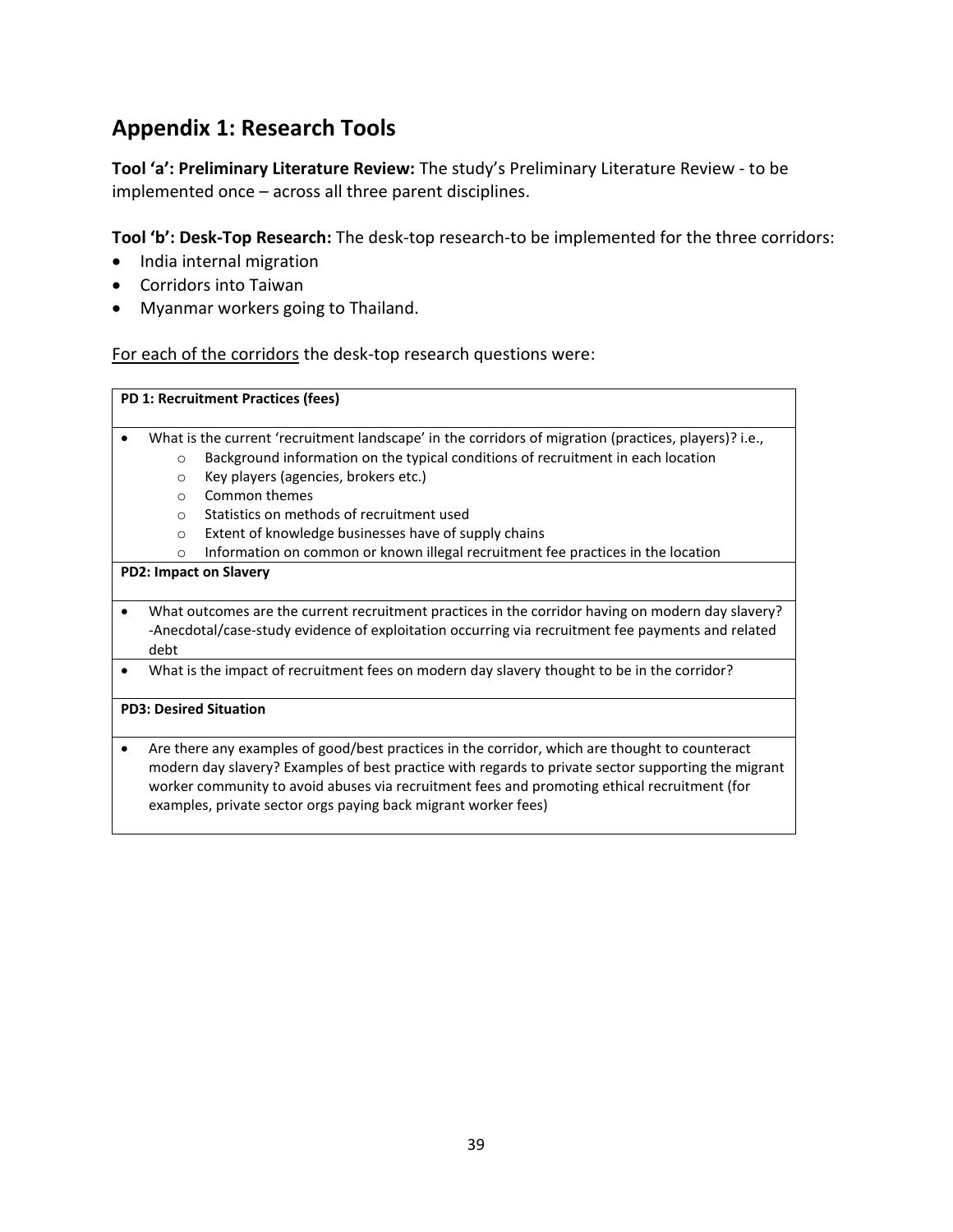## Appendix 1: Research Tools

**Tool 'a': Preliminary Literature Review:** The study's Preliminary Literature Review - to be implemented once – across all three parent disciplines.

**Tool 'b': Desk-Top Research:** The desk-top research-to be implemented for the three corridors:

- India internal migration
- Corridors into Taiwan
- Myanmar workers going to Thailand.

For each of the corridors the desk-top research questions were:

| **PD 1: Recruitment Practices (fees)** |
|---|
| • What is the current 'recruitment landscape' in the corridors of migration (practices, players)? i.e.,<br>  ○ Background information on the typical conditions of recruitment in each location<br>  ○ Key players (agencies, brokers etc.)<br>  ○ Common themes<br>  ○ Statistics on methods of recruitment used<br>  ○ Extent of knowledge businesses have of supply chains<br>  ○ Information on common or known illegal recruitment fee practices in the location |
| **PD2: Impact on Slavery** |
| • What outcomes are the current recruitment practices in the corridor having on modern day slavery? -Anecdotal/case-study evidence of exploitation occurring via recruitment fee payments and related debt |
| • What is the impact of recruitment fees on modern day slavery thought to be in the corridor? |
| **PD3: Desired Situation** |
| • Are there any examples of good/best practices in the corridor, which are thought to counteract modern day slavery? Examples of best practice with regards to private sector supporting the migrant worker community to avoid abuses via recruitment fees and promoting ethical recruitment (for examples, private sector orgs paying back migrant worker fees) |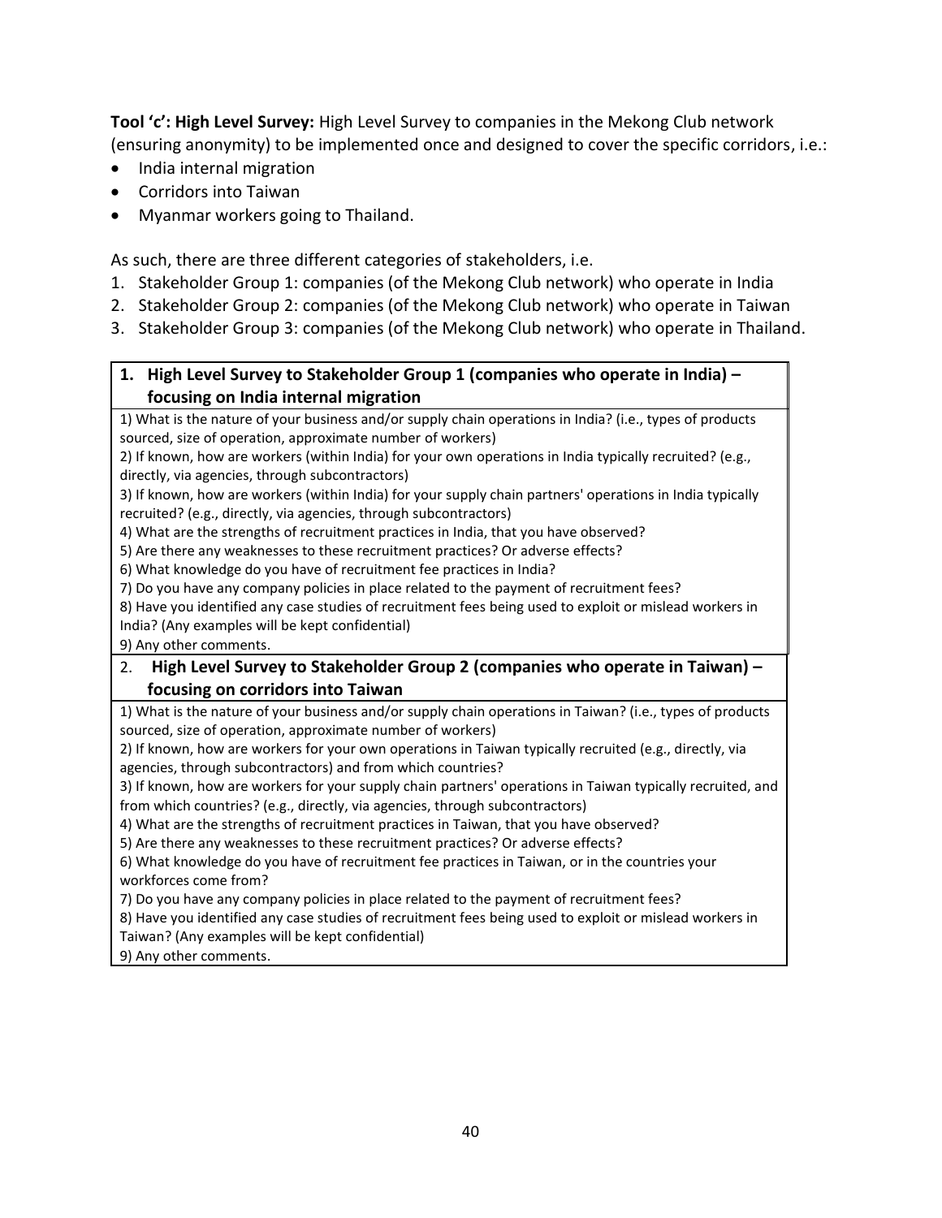**Tool 'c': High Level Survey:** High Level Survey to companies in the Mekong Club network (ensuring anonymity) to be implemented once and designed to cover the specific corridors, i.e.:

- India internal migration
- Corridors into Taiwan
- Myanmar workers going to Thailand.

As such, there are three different categories of stakeholders, i.e.

1. Stakeholder Group 1: companies (of the Mekong Club network) who operate in India
2. Stakeholder Group 2: companies (of the Mekong Club network) who operate in Taiwan
3. Stakeholder Group 3: companies (of the Mekong Club network) who operate in Thailand.

| 1. **High Level Survey to Stakeholder Group 1 (companies who operate in India) – focusing on India internal migration** |
|---|
| 1) What is the nature of your business and/or supply chain operations in India? (i.e., types of products sourced, size of operation, approximate number of workers)<br>2) If known, how are workers (within India) for your own operations in India typically recruited? (e.g., directly, via agencies, through subcontractors)<br>3) If known, how are workers (within India) for your supply chain partners' operations in India typically recruited? (e.g., directly, via agencies, through subcontractors)<br>4) What are the strengths of recruitment practices in India, that you have observed?<br>5) Are there any weaknesses to these recruitment practices? Or adverse effects?<br>6) What knowledge do you have of recruitment fee practices in India?<br>7) Do you have any company policies in place related to the payment of recruitment fees?<br>8) Have you identified any case studies of recruitment fees being used to exploit or mislead workers in India? (Any examples will be kept confidential)<br>9) Any other comments. |
| 2. **High Level Survey to Stakeholder Group 2 (companies who operate in Taiwan) – focusing on corridors into Taiwan** |
| 1) What is the nature of your business and/or supply chain operations in Taiwan? (i.e., types of products sourced, size of operation, approximate number of workers)<br>2) If known, how are workers for your own operations in Taiwan typically recruited (e.g., directly, via agencies, through subcontractors) and from which countries?<br>3) If known, how are workers for your supply chain partners' operations in Taiwan typically recruited, and from which countries? (e.g., directly, via agencies, through subcontractors)<br>4) What are the strengths of recruitment practices in Taiwan, that you have observed?<br>5) Are there any weaknesses to these recruitment practices? Or adverse effects?<br>6) What knowledge do you have of recruitment fee practices in Taiwan, or in the countries your workforces come from?<br>7) Do you have any company policies in place related to the payment of recruitment fees?<br>8) Have you identified any case studies of recruitment fees being used to exploit or mislead workers in Taiwan? (Any examples will be kept confidential)<br>9) Any other comments. |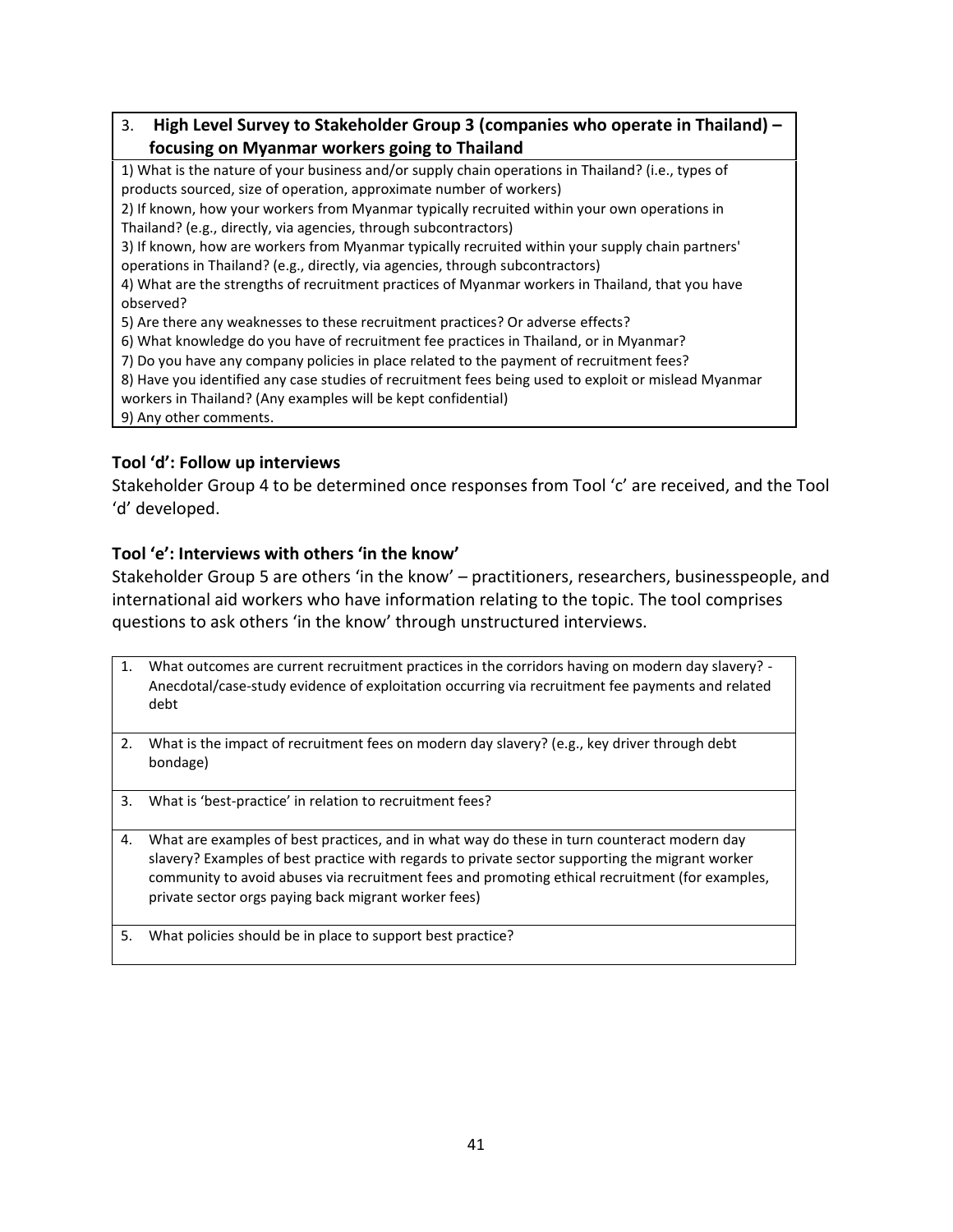| 3. **High Level Survey to Stakeholder Group 3 (companies who operate in Thailand) – focusing on Myanmar workers going to Thailand** |
|---|
| 1) What is the nature of your business and/or supply chain operations in Thailand? (i.e., types of products sourced, size of operation, approximate number of workers)<br>2) If known, how your workers from Myanmar typically recruited within your own operations in Thailand? (e.g., directly, via agencies, through subcontractors)<br>3) If known, how are workers from Myanmar typically recruited within your supply chain partners' operations in Thailand? (e.g., directly, via agencies, through subcontractors)<br>4) What are the strengths of recruitment practices of Myanmar workers in Thailand, that you have observed?<br>5) Are there any weaknesses to these recruitment practices? Or adverse effects?<br>6) What knowledge do you have of recruitment fee practices in Thailand, or in Myanmar?<br>7) Do you have any company policies in place related to the payment of recruitment fees?<br>8) Have you identified any case studies of recruitment fees being used to exploit or mislead Myanmar workers in Thailand? (Any examples will be kept confidential)<br>9) Any other comments. |

**Tool 'd': Follow up interviews**

Stakeholder Group 4 to be determined once responses from Tool 'c' are received, and the Tool 'd' developed.

**Tool 'e': Interviews with others 'in the know'**

Stakeholder Group 5 are others 'in the know' – practitioners, researchers, businesspeople, and international aid workers who have information relating to the topic. The tool comprises questions to ask others 'in the know' through unstructured interviews.

| | |
|---|---|
| 1. | What outcomes are current recruitment practices in the corridors having on modern day slavery? - Anecdotal/case-study evidence of exploitation occurring via recruitment fee payments and related debt |
| 2. | What is the impact of recruitment fees on modern day slavery? (e.g., key driver through debt bondage) |
| 3. | What is 'best-practice' in relation to recruitment fees? |
| 4. | What are examples of best practices, and in what way do these in turn counteract modern day slavery? Examples of best practice with regards to private sector supporting the migrant worker community to avoid abuses via recruitment fees and promoting ethical recruitment (for examples, private sector orgs paying back migrant worker fees) |
| 5. | What policies should be in place to support best practice? |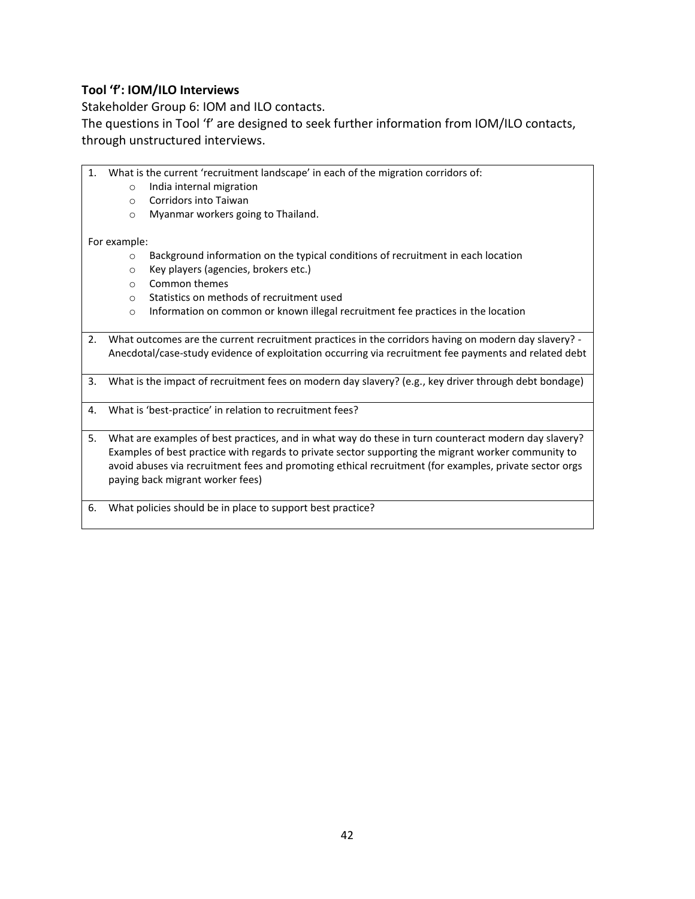**Tool ‘f’: IOM/ILO Interviews**

Stakeholder Group 6: IOM and ILO contacts.

The questions in Tool ‘f’ are designed to seek further information from IOM/ILO contacts, through unstructured interviews.

1. What is the current ‘recruitment landscape’ in each of the migration corridors of:
   - India internal migration
   - Corridors into Taiwan
   - Myanmar workers going to Thailand.

   For example:
   - Background information on the typical conditions of recruitment in each location
   - Key players (agencies, brokers etc.)
   - Common themes
   - Statistics on methods of recruitment used
   - Information on common or known illegal recruitment fee practices in the location

2. What outcomes are the current recruitment practices in the corridors having on modern day slavery? - Anecdotal/case-study evidence of exploitation occurring via recruitment fee payments and related debt

3. What is the impact of recruitment fees on modern day slavery? (e.g., key driver through debt bondage)

4. What is ‘best-practice’ in relation to recruitment fees?

5. What are examples of best practices, and in what way do these in turn counteract modern day slavery? Examples of best practice with regards to private sector supporting the migrant worker community to avoid abuses via recruitment fees and promoting ethical recruitment (for examples, private sector orgs paying back migrant worker fees)

6. What policies should be in place to support best practice?